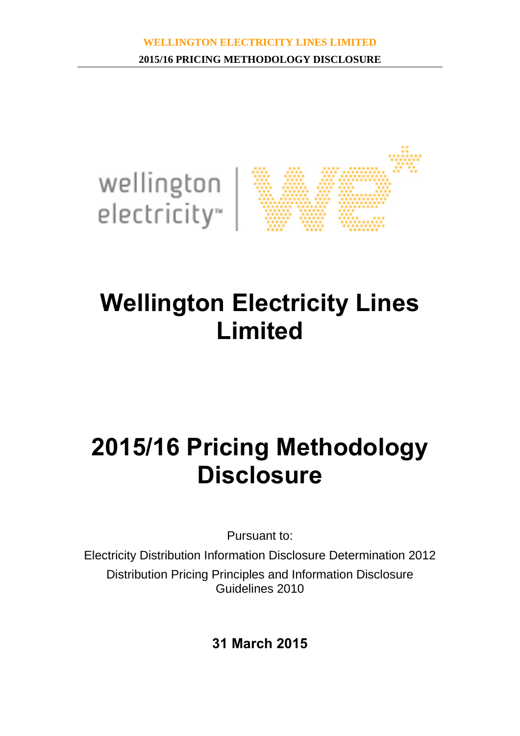# Wellington Electricity Lines Limited

# 2015/16 Pricing Methodology Disclosure

Pursuant to:

Electricity Distribution Information Disclosure Determination 2012

Distribution Pricing Principles and Information Disclosure Guidelines 2010

**31 March 2015**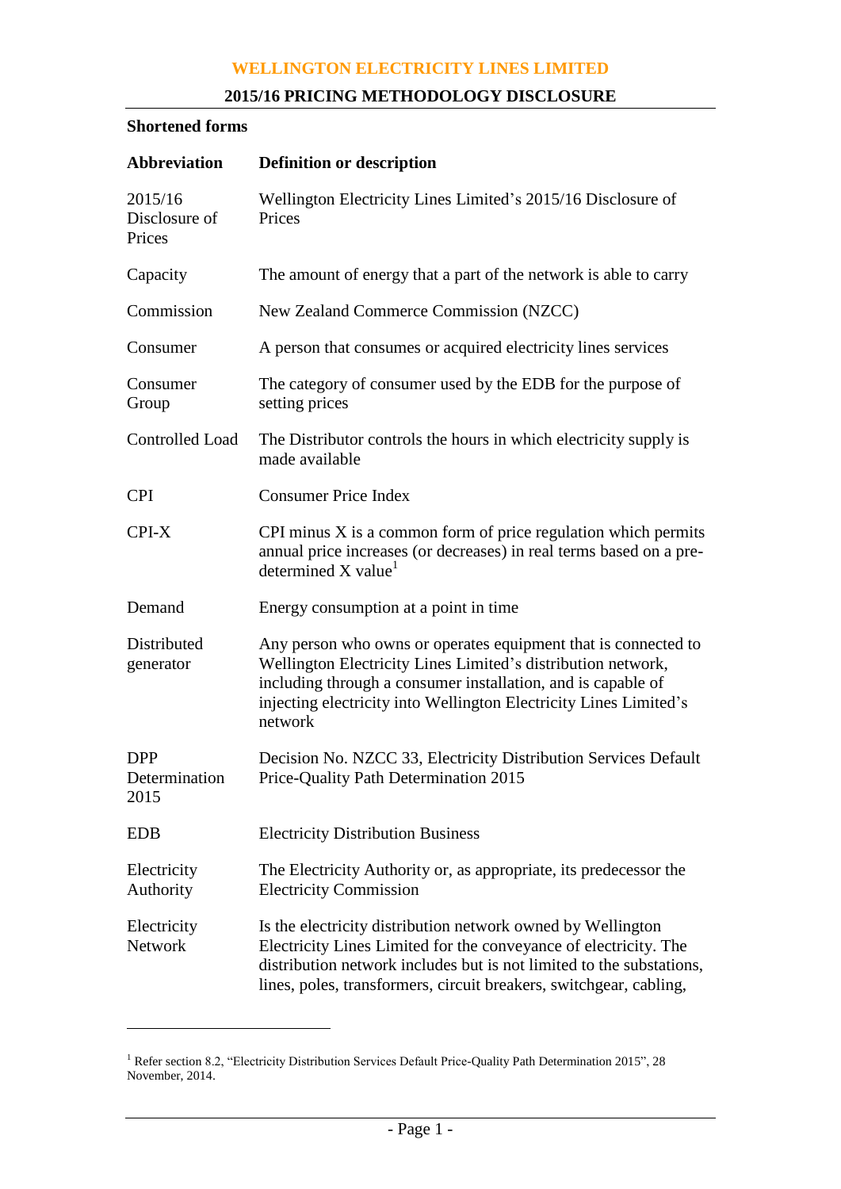## Shortened forms

| Abbreviation | Definition or description |
|---|---|
| 2015/16 Disclosure of Prices | Wellington Electricity Lines Limited's 2015/16 Disclosure of Prices |
| Capacity | The amount of energy that a part of the network is able to carry |
| Commission | New Zealand Commerce Commission (NZCC) |
| Consumer | A person that consumes or acquired electricity lines services |
| Consumer Group | The category of consumer used by the EDB for the purpose of setting prices |
| Controlled Load | The Distributor controls the hours in which electricity supply is made available |
| CPI | Consumer Price Index |
| CPI-X | CPI minus X is a common form of price regulation which permits annual price increases (or decreases) in real terms based on a pre-determined X value[1] |
| Demand | Energy consumption at a point in time |
| Distributed generator | Any person who owns or operates equipment that is connected to Wellington Electricity Lines Limited's distribution network, including through a consumer installation, and is capable of injecting electricity into Wellington Electricity Lines Limited's network |
| DPP Determination 2015 | Decision No. NZCC 33, Electricity Distribution Services Default Price-Quality Path Determination 2015 |
| EDB | Electricity Distribution Business |
| Electricity Authority | The Electricity Authority or, as appropriate, its predecessor the Electricity Commission |
| Electricity Network | Is the electricity distribution network owned by Wellington Electricity Lines Limited for the conveyance of electricity. The distribution network includes but is not limited to the substations, lines, poles, transformers, circuit breakers, switchgear, cabling, |

[1] Refer section 8.2, "Electricity Distribution Services Default Price-Quality Path Determination 2015", 28 November, 2014.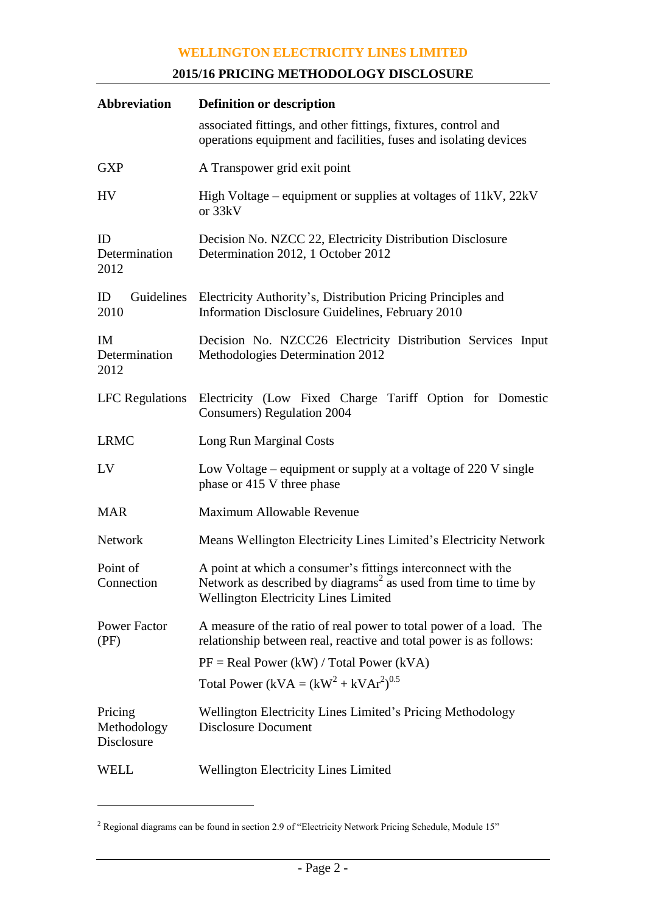| Abbreviation | Definition or description |
|---|---|
| | associated fittings, and other fittings, fixtures, control and operations equipment and facilities, fuses and isolating devices |
| GXP | A Transpower grid exit point |
| HV | High Voltage – equipment or supplies at voltages of 11kV, 22kV or 33kV |
| ID Determination 2012 | Decision No. NZCC 22, Electricity Distribution Disclosure Determination 2012, 1 October 2012 |
| ID Guidelines 2010 | Electricity Authority's, Distribution Pricing Principles and Information Disclosure Guidelines, February 2010 |
| IM Determination 2012 | Decision No. NZCC26 Electricity Distribution Services Input Methodologies Determination 2012 |
| LFC Regulations | Electricity (Low Fixed Charge Tariff Option for Domestic Consumers) Regulation 2004 |
| LRMC | Long Run Marginal Costs |
| LV | Low Voltage – equipment or supply at a voltage of 220 V single phase or 415 V three phase |
| MAR | Maximum Allowable Revenue |
| Network | Means Wellington Electricity Lines Limited's Electricity Network |
| Point of Connection | A point at which a consumer's fittings interconnect with the Network as described by diagrams[2] as used from time to time by Wellington Electricity Lines Limited |
| Power Factor (PF) | A measure of the ratio of real power to total power of a load. The relationship between real, reactive and total power is as follows: PF = Real Power (kW) / Total Power (kVA) Total Power (kVA = $(kW^2 + kVAr^2)^{0.5}$ |
| Pricing Methodology Disclosure | Wellington Electricity Lines Limited's Pricing Methodology Disclosure Document |
| WELL | Wellington Electricity Lines Limited |

[2] Regional diagrams can be found in section 2.9 of "Electricity Network Pricing Schedule, Module 15"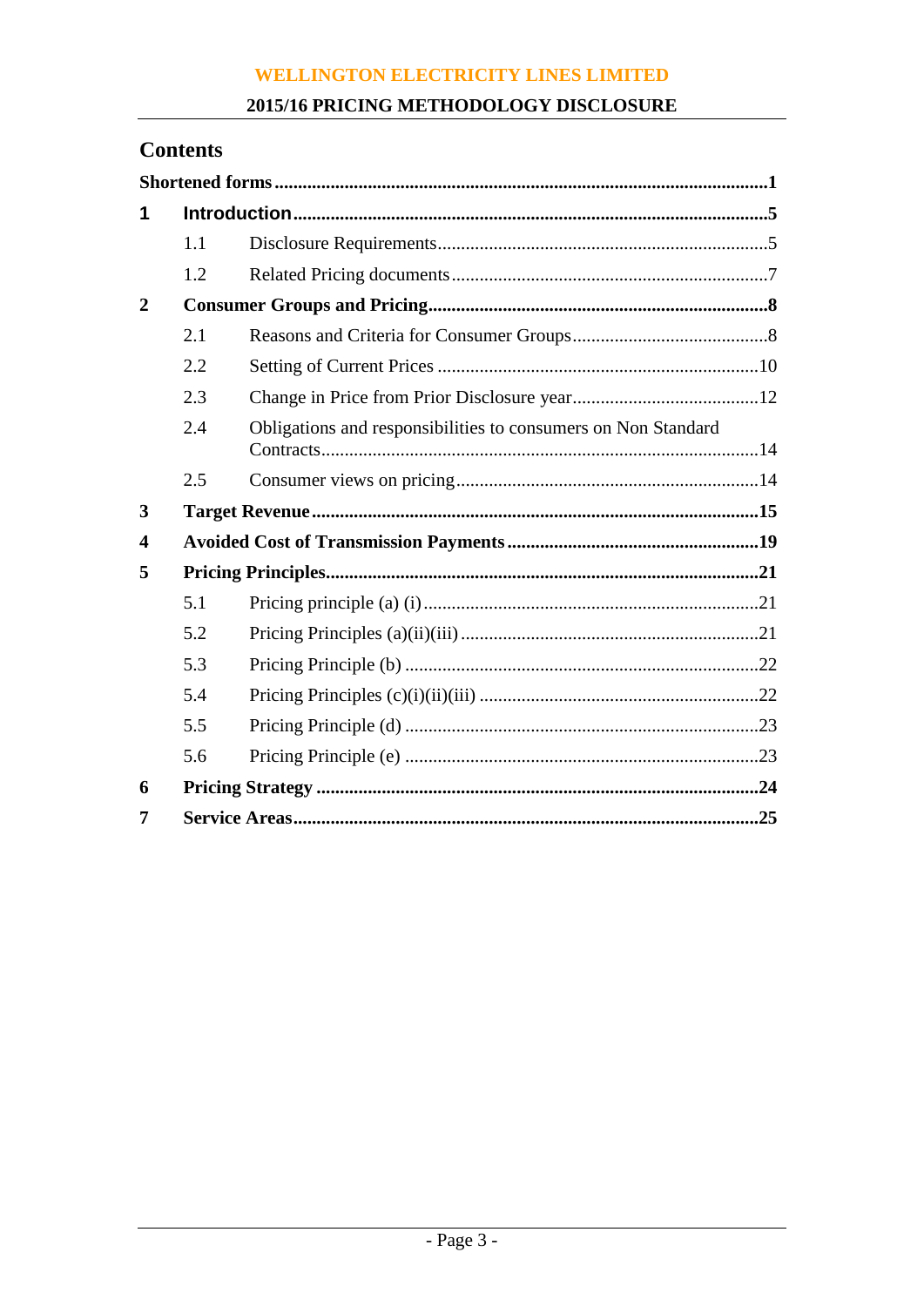## Contents

**Shortened forms** .......... **1**

**1 Introduction** .......... **5**

- 1.1 Disclosure Requirements .......... 5
- 1.2 Related Pricing documents .......... 7

**2 Consumer Groups and Pricing** .......... **8**

- 2.1 Reasons and Criteria for Consumer Groups .......... 8
- 2.2 Setting of Current Prices .......... 10
- 2.3 Change in Price from Prior Disclosure year .......... 12
- 2.4 Obligations and responsibilities to consumers on Non Standard Contracts .......... 14
- 2.5 Consumer views on pricing .......... 14

**3 Target Revenue** .......... **15**

**4 Avoided Cost of Transmission Payments** .......... **19**

**5 Pricing Principles** .......... **21**

- 5.1 Pricing principle (a) (i) .......... 21
- 5.2 Pricing Principles (a)(ii)(iii) .......... 21
- 5.3 Pricing Principle (b) .......... 22
- 5.4 Pricing Principles (c)(i)(ii)(iii) .......... 22
- 5.5 Pricing Principle (d) .......... 23
- 5.6 Pricing Principle (e) .......... 23

**6 Pricing Strategy** .......... **24**

**7 Service Areas** .......... **25**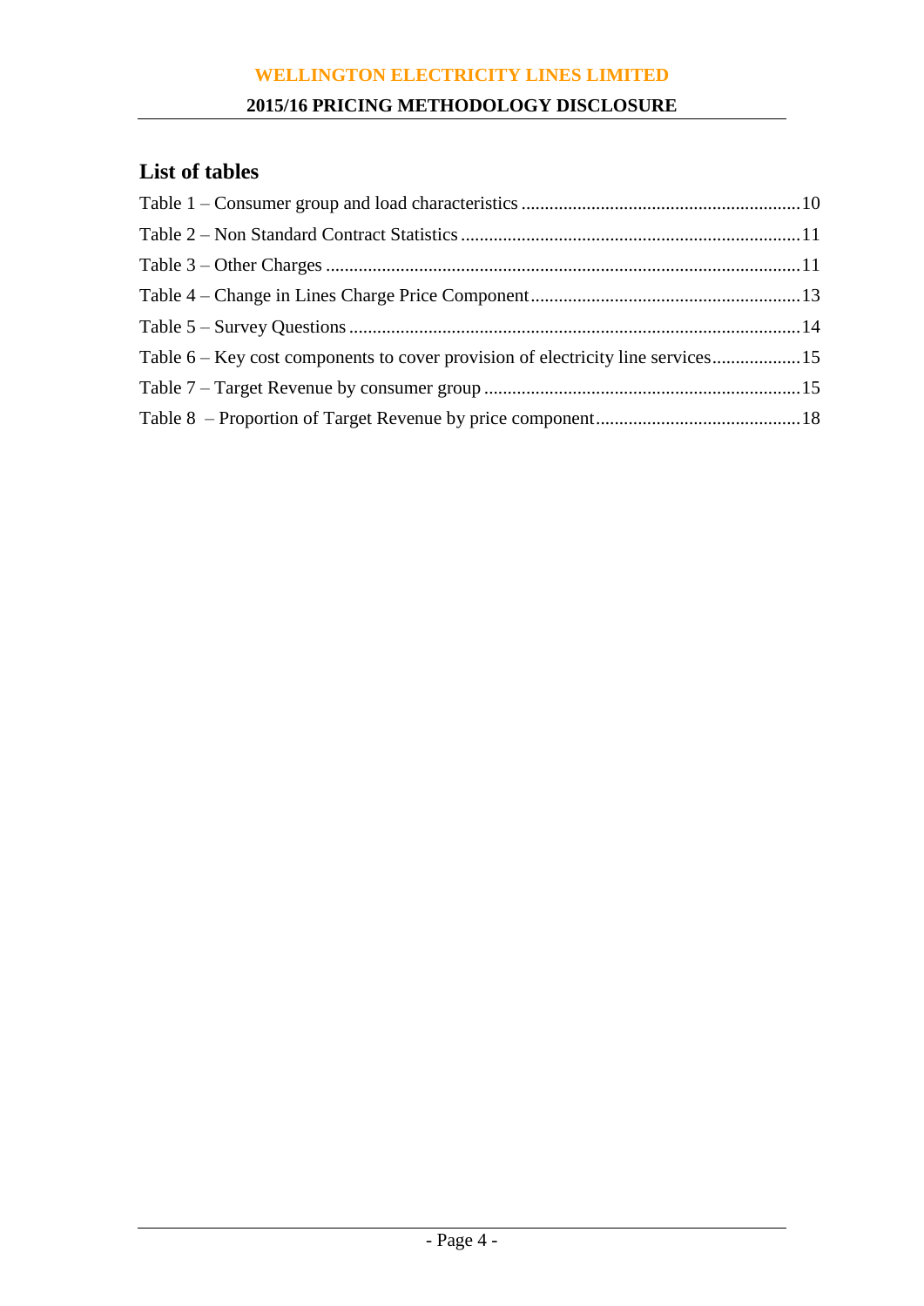## List of tables

Table 1 – Consumer group and load characteristics ............................................................10

Table 2 – Non Standard Contract Statistics ........................................................................11

Table 3 – Other Charges ....................................................................................................11

Table 4 – Change in Lines Charge Price Component .........................................................13

Table 5 – Survey Questions ...............................................................................................14

Table 6 – Key cost components to cover provision of electricity line services...................15

Table 7 – Target Revenue by consumer group ...................................................................15

Table 8 – Proportion of Target Revenue by price component............................................18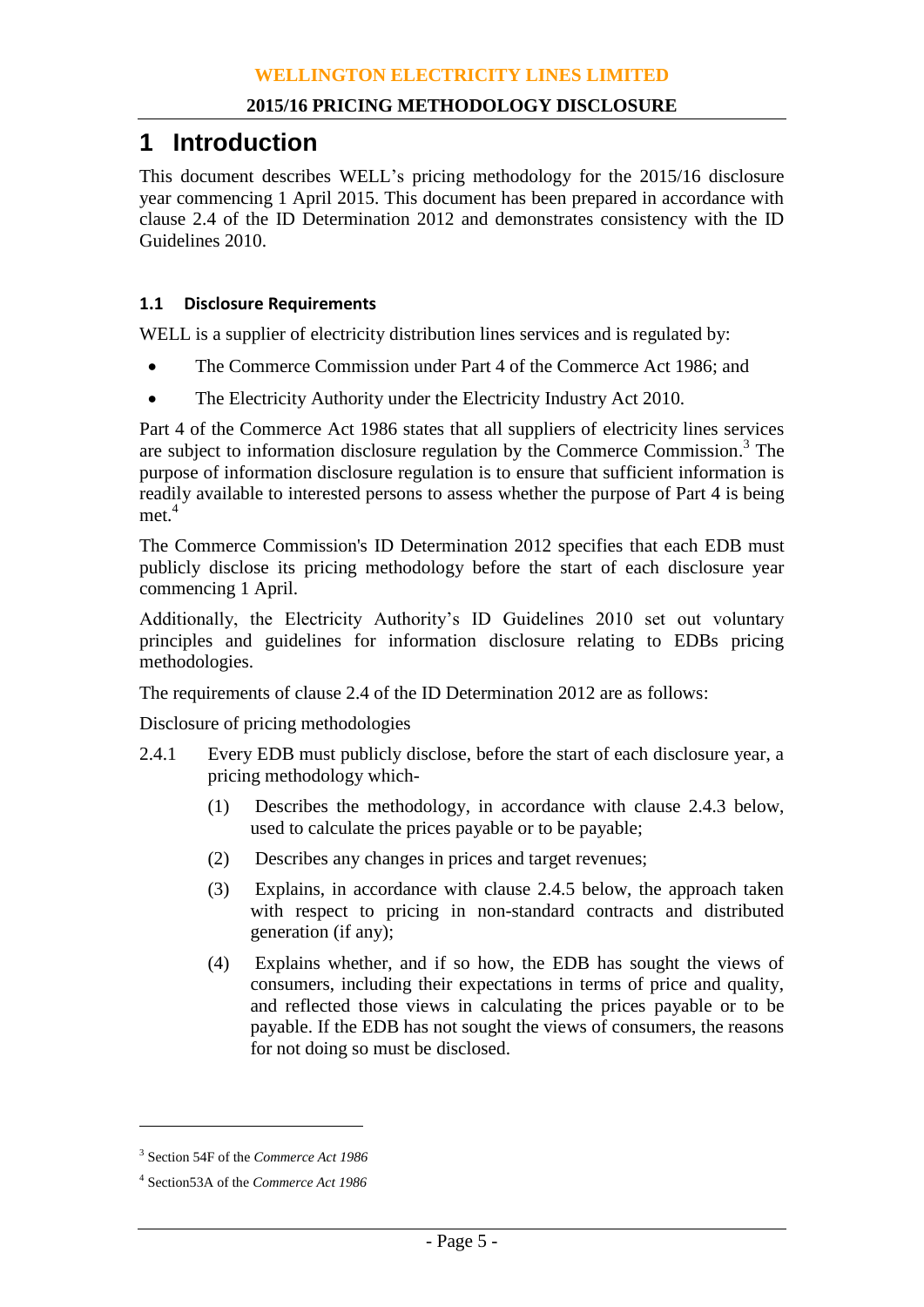# 1 Introduction

This document describes WELL's pricing methodology for the 2015/16 disclosure year commencing 1 April 2015. This document has been prepared in accordance with clause 2.4 of the ID Determination 2012 and demonstrates consistency with the ID Guidelines 2010.

### 1.1 Disclosure Requirements

WELL is a supplier of electricity distribution lines services and is regulated by:

- The Commerce Commission under Part 4 of the Commerce Act 1986; and
- The Electricity Authority under the Electricity Industry Act 2010.

Part 4 of the Commerce Act 1986 states that all suppliers of electricity lines services are subject to information disclosure regulation by the Commerce Commission.[3] The purpose of information disclosure regulation is to ensure that sufficient information is readily available to interested persons to assess whether the purpose of Part 4 is being met.[4]

The Commerce Commission's ID Determination 2012 specifies that each EDB must publicly disclose its pricing methodology before the start of each disclosure year commencing 1 April.

Additionally, the Electricity Authority's ID Guidelines 2010 set out voluntary principles and guidelines for information disclosure relating to EDBs pricing methodologies.

The requirements of clause 2.4 of the ID Determination 2012 are as follows:

Disclosure of pricing methodologies

2.4.1 Every EDB must publicly disclose, before the start of each disclosure year, a pricing methodology which-

(1) Describes the methodology, in accordance with clause 2.4.3 below, used to calculate the prices payable or to be payable;

(2) Describes any changes in prices and target revenues;

(3) Explains, in accordance with clause 2.4.5 below, the approach taken with respect to pricing in non-standard contracts and distributed generation (if any);

(4) Explains whether, and if so how, the EDB has sought the views of consumers, including their expectations in terms of price and quality, and reflected those views in calculating the prices payable or to be payable. If the EDB has not sought the views of consumers, the reasons for not doing so must be disclosed.

---

[3] Section 54F of the *Commerce Act 1986*

[4] Section53A of the *Commerce Act 1986*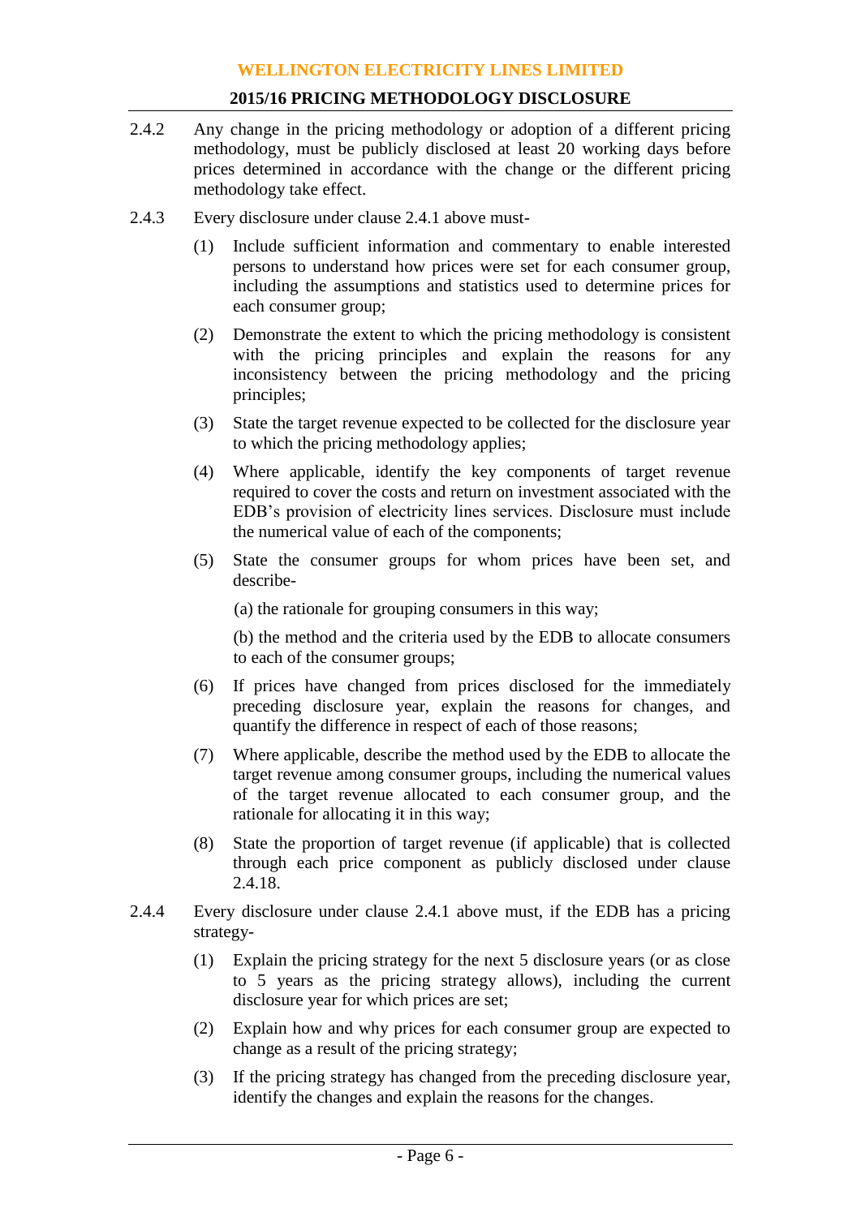2.4.2 Any change in the pricing methodology or adoption of a different pricing methodology, must be publicly disclosed at least 20 working days before prices determined in accordance with the change or the different pricing methodology take effect.

2.4.3 Every disclosure under clause 2.4.1 above must-

(1) Include sufficient information and commentary to enable interested persons to understand how prices were set for each consumer group, including the assumptions and statistics used to determine prices for each consumer group;

(2) Demonstrate the extent to which the pricing methodology is consistent with the pricing principles and explain the reasons for any inconsistency between the pricing methodology and the pricing principles;

(3) State the target revenue expected to be collected for the disclosure year to which the pricing methodology applies;

(4) Where applicable, identify the key components of target revenue required to cover the costs and return on investment associated with the EDB's provision of electricity lines services. Disclosure must include the numerical value of each of the components;

(5) State the consumer groups for whom prices have been set, and describe-

(a) the rationale for grouping consumers in this way;

(b) the method and the criteria used by the EDB to allocate consumers to each of the consumer groups;

(6) If prices have changed from prices disclosed for the immediately preceding disclosure year, explain the reasons for changes, and quantify the difference in respect of each of those reasons;

(7) Where applicable, describe the method used by the EDB to allocate the target revenue among consumer groups, including the numerical values of the target revenue allocated to each consumer group, and the rationale for allocating it in this way;

(8) State the proportion of target revenue (if applicable) that is collected through each price component as publicly disclosed under clause 2.4.18.

2.4.4 Every disclosure under clause 2.4.1 above must, if the EDB has a pricing strategy-

(1) Explain the pricing strategy for the next 5 disclosure years (or as close to 5 years as the pricing strategy allows), including the current disclosure year for which prices are set;

(2) Explain how and why prices for each consumer group are expected to change as a result of the pricing strategy;

(3) If the pricing strategy has changed from the preceding disclosure year, identify the changes and explain the reasons for the changes.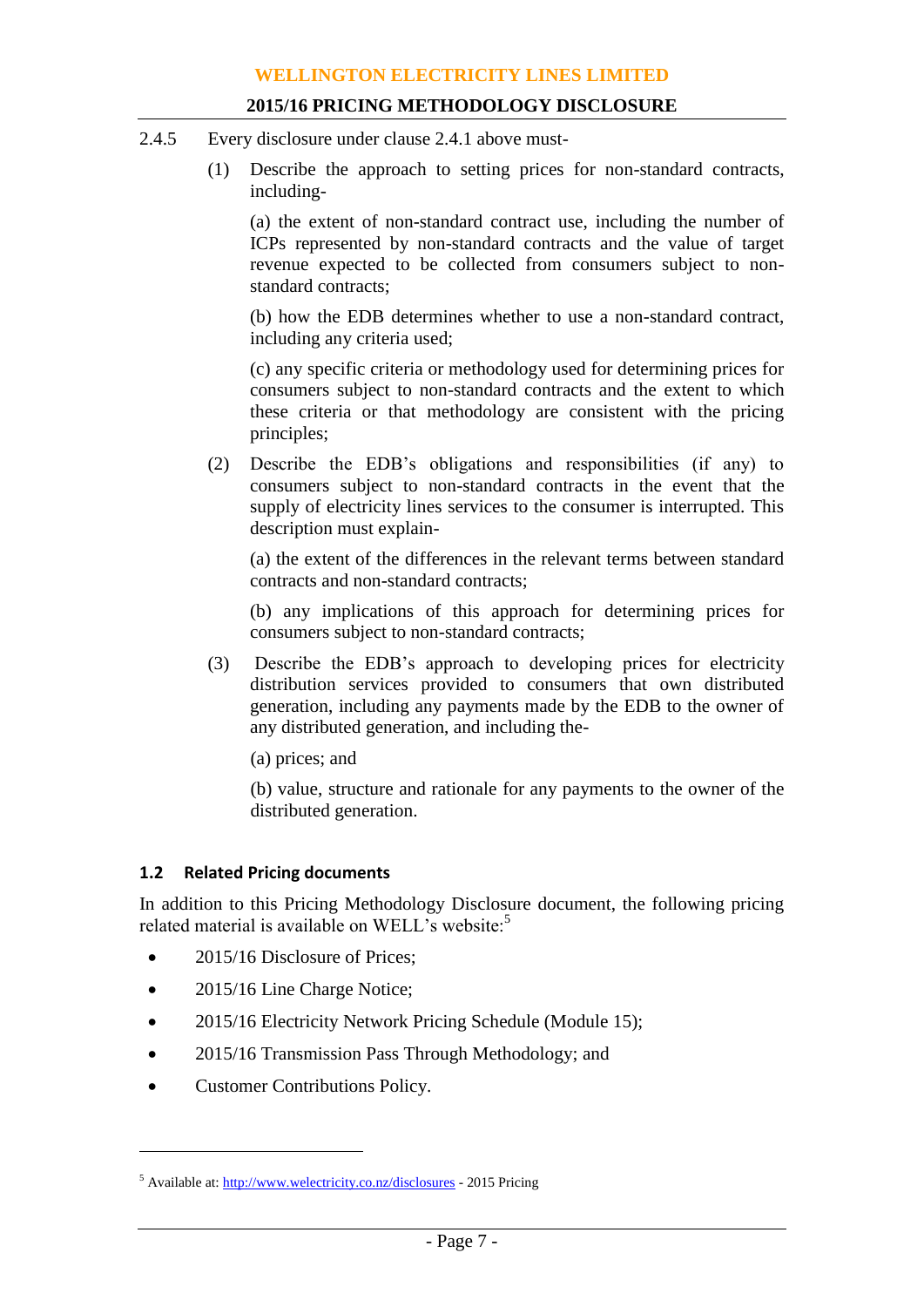2.4.5 Every disclosure under clause 2.4.1 above must-

(1) Describe the approach to setting prices for non-standard contracts, including-

(a) the extent of non-standard contract use, including the number of ICPs represented by non-standard contracts and the value of target revenue expected to be collected from consumers subject to non-standard contracts;

(b) how the EDB determines whether to use a non-standard contract, including any criteria used;

(c) any specific criteria or methodology used for determining prices for consumers subject to non-standard contracts and the extent to which these criteria or that methodology are consistent with the pricing principles;

(2) Describe the EDB's obligations and responsibilities (if any) to consumers subject to non-standard contracts in the event that the supply of electricity lines services to the consumer is interrupted. This description must explain-

(a) the extent of the differences in the relevant terms between standard contracts and non-standard contracts;

(b) any implications of this approach for determining prices for consumers subject to non-standard contracts;

(3) Describe the EDB's approach to developing prices for electricity distribution services provided to consumers that own distributed generation, including any payments made by the EDB to the owner of any distributed generation, and including the-

(a) prices; and

(b) value, structure and rationale for any payments to the owner of the distributed generation.

### 1.2 Related Pricing documents

In addition to this Pricing Methodology Disclosure document, the following pricing related material is available on WELL's website:[5]

- 2015/16 Disclosure of Prices;
- 2015/16 Line Charge Notice;
- 2015/16 Electricity Network Pricing Schedule (Module 15);
- 2015/16 Transmission Pass Through Methodology; and
- Customer Contributions Policy.

[5] Available at: http://www.welectricity.co.nz/disclosures - 2015 Pricing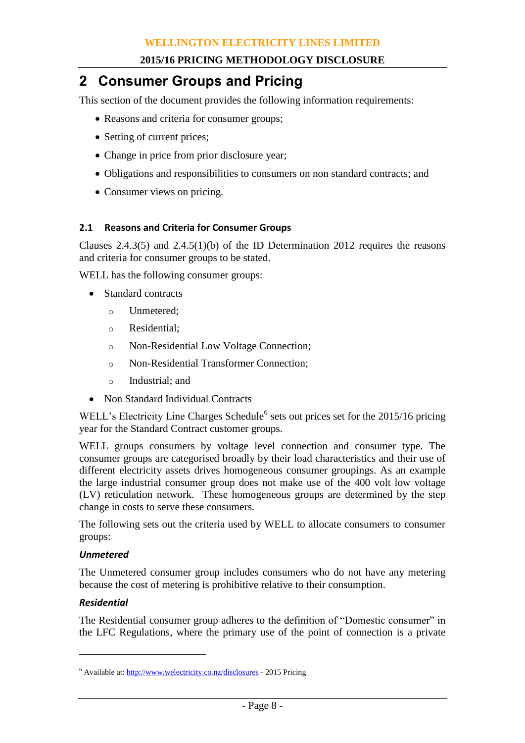# 2 Consumer Groups and Pricing

This section of the document provides the following information requirements:

- Reasons and criteria for consumer groups;
- Setting of current prices;
- Change in price from prior disclosure year;
- Obligations and responsibilities to consumers on non standard contracts; and
- Consumer views on pricing.

### 2.1 Reasons and Criteria for Consumer Groups

Clauses 2.4.3(5) and 2.4.5(1)(b) of the ID Determination 2012 requires the reasons and criteria for consumer groups to be stated.

WELL has the following consumer groups:

- Standard contracts
  - Unmetered;
  - Residential;
  - Non-Residential Low Voltage Connection;
  - Non-Residential Transformer Connection;
  - Industrial; and
- Non Standard Individual Contracts

WELL's Electricity Line Charges Schedule[6] sets out prices set for the 2015/16 pricing year for the Standard Contract customer groups.

WELL groups consumers by voltage level connection and consumer type. The consumer groups are categorised broadly by their load characteristics and their use of different electricity assets drives homogeneous consumer groupings. As an example the large industrial consumer group does not make use of the 400 volt low voltage (LV) reticulation network. These homogeneous groups are determined by the step change in costs to serve these consumers.

The following sets out the criteria used by WELL to allocate consumers to consumer groups:

#### *Unmetered*

The Unmetered consumer group includes consumers who do not have any metering because the cost of metering is prohibitive relative to their consumption.

#### *Residential*

The Residential consumer group adheres to the definition of "Domestic consumer" in the LFC Regulations, where the primary use of the point of connection is a private

---

[6] Available at: http://www.welectricity.co.nz/disclosures - 2015 Pricing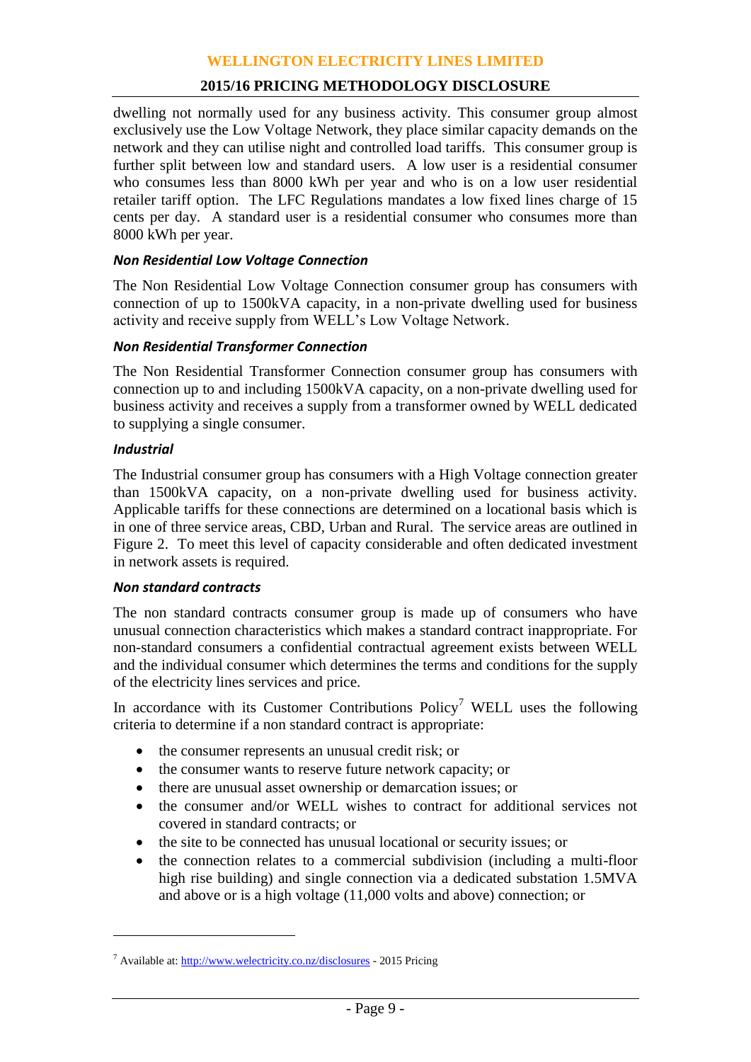dwelling not normally used for any business activity. This consumer group almost exclusively use the Low Voltage Network, they place similar capacity demands on the network and they can utilise night and controlled load tariffs. This consumer group is further split between low and standard users. A low user is a residential consumer who consumes less than 8000 kWh per year and who is on a low user residential retailer tariff option. The LFC Regulations mandates a low fixed lines charge of 15 cents per day. A standard user is a residential consumer who consumes more than 8000 kWh per year.

***Non Residential Low Voltage Connection***

The Non Residential Low Voltage Connection consumer group has consumers with connection of up to 1500kVA capacity, in a non-private dwelling used for business activity and receive supply from WELL's Low Voltage Network.

***Non Residential Transformer Connection***

The Non Residential Transformer Connection consumer group has consumers with connection up to and including 1500kVA capacity, on a non-private dwelling used for business activity and receives a supply from a transformer owned by WELL dedicated to supplying a single consumer.

***Industrial***

The Industrial consumer group has consumers with a High Voltage connection greater than 1500kVA capacity, on a non-private dwelling used for business activity. Applicable tariffs for these connections are determined on a locational basis which is in one of three service areas, CBD, Urban and Rural. The service areas are outlined in Figure 2. To meet this level of capacity considerable and often dedicated investment in network assets is required.

***Non standard contracts***

The non standard contracts consumer group is made up of consumers who have unusual connection characteristics which makes a standard contract inappropriate. For non-standard consumers a confidential contractual agreement exists between WELL and the individual consumer which determines the terms and conditions for the supply of the electricity lines services and price.

In accordance with its Customer Contributions Policy[7] WELL uses the following criteria to determine if a non standard contract is appropriate:

- the consumer represents an unusual credit risk; or
- the consumer wants to reserve future network capacity; or
- there are unusual asset ownership or demarcation issues; or
- the consumer and/or WELL wishes to contract for additional services not covered in standard contracts; or
- the site to be connected has unusual locational or security issues; or
- the connection relates to a commercial subdivision (including a multi-floor high rise building) and single connection via a dedicated substation 1.5MVA and above or is a high voltage (11,000 volts and above) connection; or

---

[7] Available at: http://www.welectricity.co.nz/disclosures - 2015 Pricing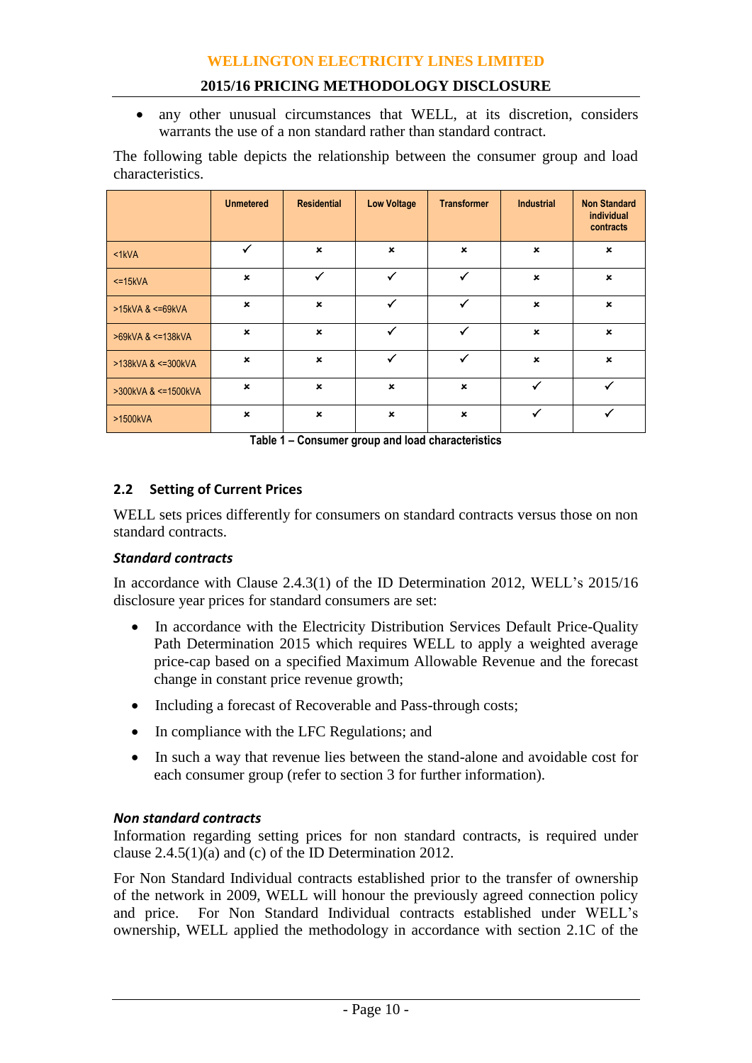- any other unusual circumstances that WELL, at its discretion, considers warrants the use of a non standard rather than standard contract.

The following table depicts the relationship between the consumer group and load characteristics.

| | Unmetered | Residential | Low Voltage | Transformer | Industrial | Non Standard individual contracts |
|---|---|---|---|---|---|---|
| <1kVA | ✓ | × | × | × | × | × |
| <=15kVA | × | ✓ | ✓ | ✓ | × | × |
| >15kVA & <=69kVA | × | × | ✓ | ✓ | × | × |
| >69kVA & <=138kVA | × | × | ✓ | ✓ | × | × |
| >138kVA & <=300kVA | × | × | ✓ | ✓ | × | × |
| >300kVA & <=1500kVA | × | × | × | × | ✓ | ✓ |
| >1500kVA | × | × | × | × | ✓ | ✓ |

**Table 1 – Consumer group and load characteristics**

## 2.2 Setting of Current Prices

WELL sets prices differently for consumers on standard contracts versus those on non standard contracts.

### *Standard contracts*

In accordance with Clause 2.4.3(1) of the ID Determination 2012, WELL's 2015/16 disclosure year prices for standard consumers are set:

- In accordance with the Electricity Distribution Services Default Price-Quality Path Determination 2015 which requires WELL to apply a weighted average price-cap based on a specified Maximum Allowable Revenue and the forecast change in constant price revenue growth;
- Including a forecast of Recoverable and Pass-through costs;
- In compliance with the LFC Regulations; and
- In such a way that revenue lies between the stand-alone and avoidable cost for each consumer group (refer to section 3 for further information).

### *Non standard contracts*

Information regarding setting prices for non standard contracts, is required under clause 2.4.5(1)(a) and (c) of the ID Determination 2012.

For Non Standard Individual contracts established prior to the transfer of ownership of the network in 2009, WELL will honour the previously agreed connection policy and price. For Non Standard Individual contracts established under WELL's ownership, WELL applied the methodology in accordance with section 2.1C of the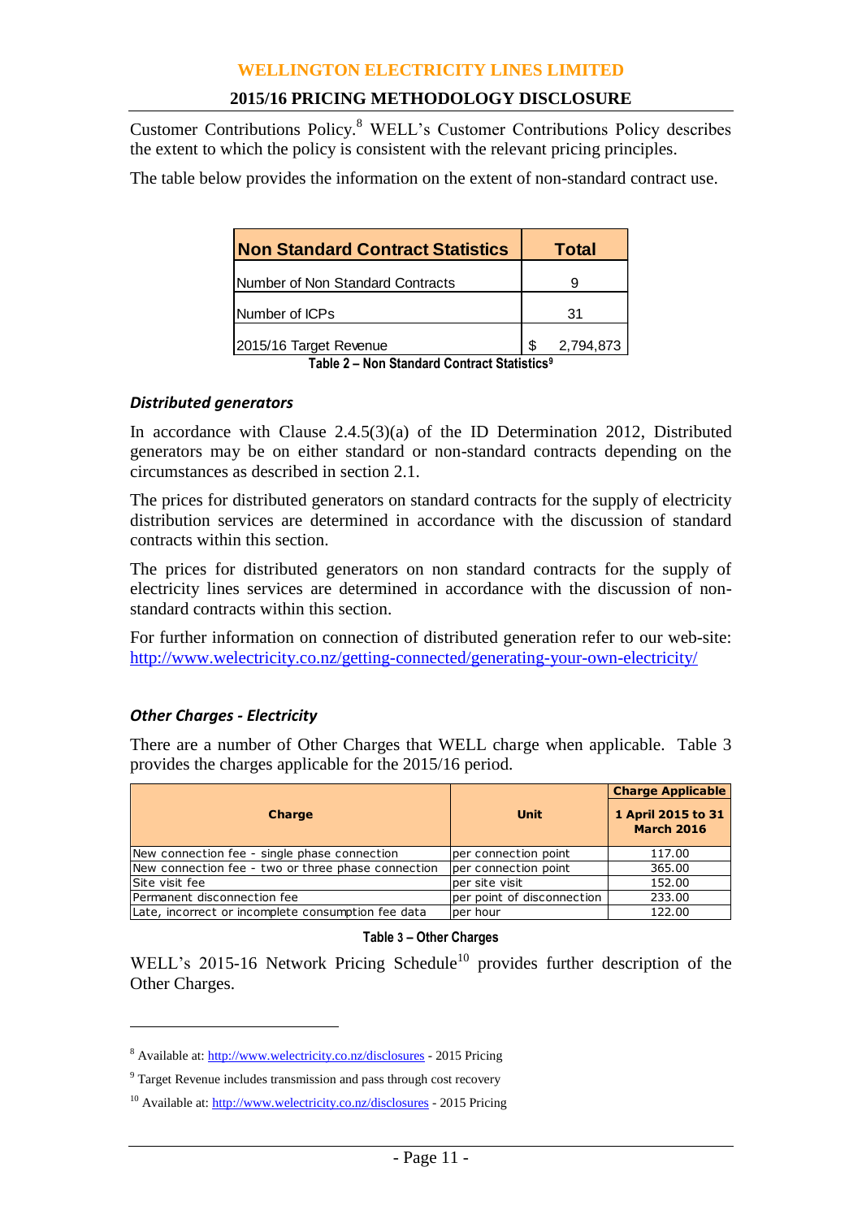Customer Contributions Policy.[8] WELL's Customer Contributions Policy describes the extent to which the policy is consistent with the relevant pricing principles.

The table below provides the information on the extent of non-standard contract use.

| Non Standard Contract Statistics | Total |
|---|---|
| Number of Non Standard Contracts | 9 |
| Number of ICPs | 31 |
| 2015/16 Target Revenue | $ 2,794,873 |

**Table 2 – Non Standard Contract Statistics**[9]

### *Distributed generators*

In accordance with Clause 2.4.5(3)(a) of the ID Determination 2012, Distributed generators may be on either standard or non-standard contracts depending on the circumstances as described in section 2.1.

The prices for distributed generators on standard contracts for the supply of electricity distribution services are determined in accordance with the discussion of standard contracts within this section.

The prices for distributed generators on non standard contracts for the supply of electricity lines services are determined in accordance with the discussion of non-standard contracts within this section.

For further information on connection of distributed generation refer to our web-site: http://www.welectricity.co.nz/getting-connected/generating-your-own-electricity/

### *Other Charges - Electricity*

There are a number of Other Charges that WELL charge when applicable. Table 3 provides the charges applicable for the 2015/16 period.

| Charge | Unit | Charge Applicable 1 April 2015 to 31 March 2016 |
|---|---|---|
| New connection fee - single phase connection | per connection point | 117.00 |
| New connection fee - two or three phase connection | per connection point | 365.00 |
| Site visit fee | per site visit | 152.00 |
| Permanent disconnection fee | per point of disconnection | 233.00 |
| Late, incorrect or incomplete consumption fee data | per hour | 122.00 |

**Table 3 – Other Charges**

WELL's 2015-16 Network Pricing Schedule[10] provides further description of the Other Charges.

---

[8] Available at: http://www.welectricity.co.nz/disclosures - 2015 Pricing

[9] Target Revenue includes transmission and pass through cost recovery

[10] Available at: http://www.welectricity.co.nz/disclosures - 2015 Pricing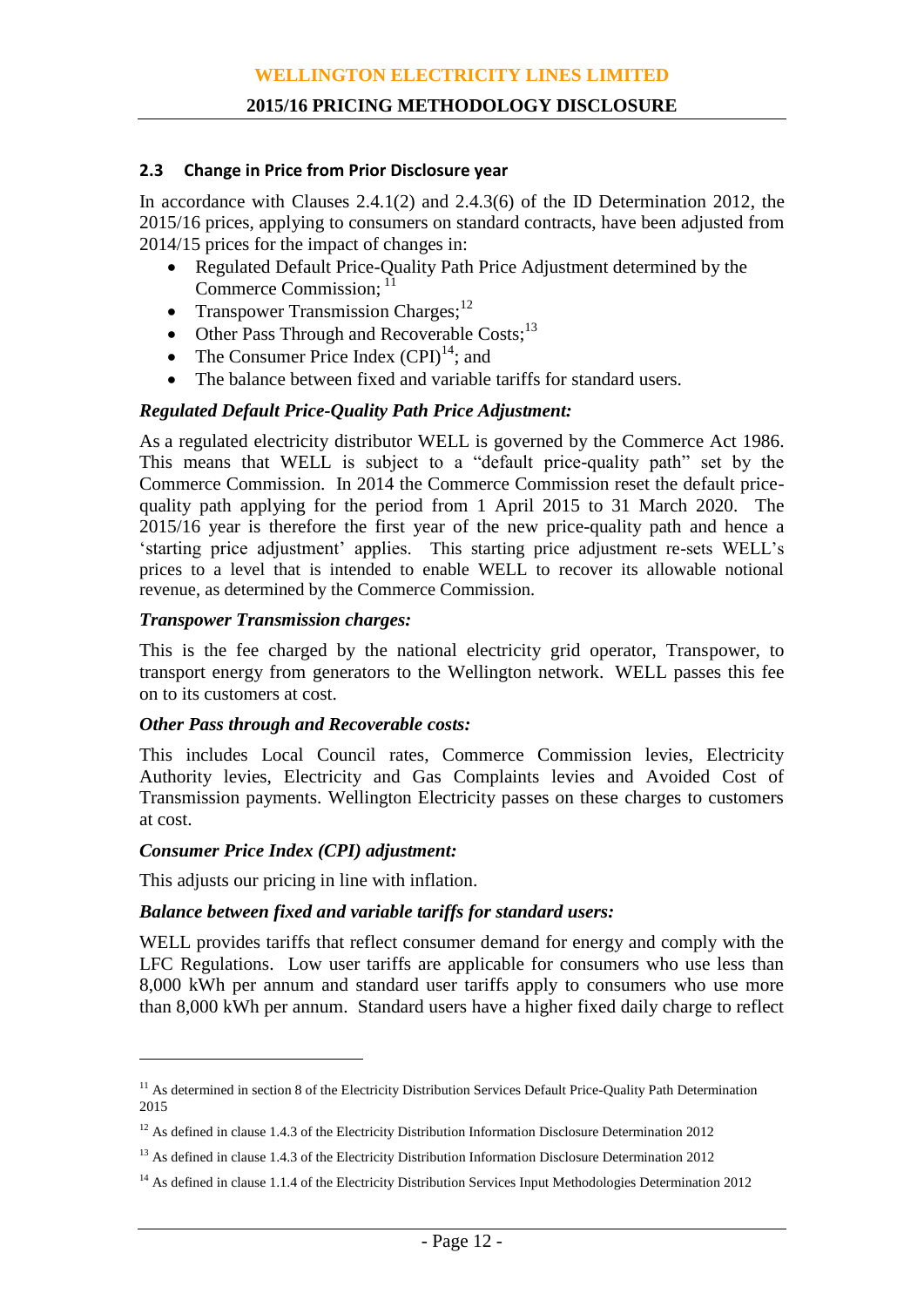### 2.3 Change in Price from Prior Disclosure year

In accordance with Clauses 2.4.1(2) and 2.4.3(6) of the ID Determination 2012, the 2015/16 prices, applying to consumers on standard contracts, have been adjusted from 2014/15 prices for the impact of changes in:

- Regulated Default Price-Quality Path Price Adjustment determined by the Commerce Commission; [11]
- Transpower Transmission Charges;[12]
- Other Pass Through and Recoverable Costs;[13]
- The Consumer Price Index (CPI)[14]; and
- The balance between fixed and variable tariffs for standard users.

***Regulated Default Price-Quality Path Price Adjustment:***

As a regulated electricity distributor WELL is governed by the Commerce Act 1986. This means that WELL is subject to a "default price-quality path" set by the Commerce Commission. In 2014 the Commerce Commission reset the default price-quality path applying for the period from 1 April 2015 to 31 March 2020. The 2015/16 year is therefore the first year of the new price-quality path and hence a 'starting price adjustment' applies. This starting price adjustment re-sets WELL's prices to a level that is intended to enable WELL to recover its allowable notional revenue, as determined by the Commerce Commission.

***Transpower Transmission charges:***

This is the fee charged by the national electricity grid operator, Transpower, to transport energy from generators to the Wellington network. WELL passes this fee on to its customers at cost.

***Other Pass through and Recoverable costs:***

This includes Local Council rates, Commerce Commission levies, Electricity Authority levies, Electricity and Gas Complaints levies and Avoided Cost of Transmission payments. Wellington Electricity passes on these charges to customers at cost.

***Consumer Price Index (CPI) adjustment:***

This adjusts our pricing in line with inflation.

***Balance between fixed and variable tariffs for standard users:***

WELL provides tariffs that reflect consumer demand for energy and comply with the LFC Regulations. Low user tariffs are applicable for consumers who use less than 8,000 kWh per annum and standard user tariffs apply to consumers who use more than 8,000 kWh per annum. Standard users have a higher fixed daily charge to reflect

---

[11] As determined in section 8 of the Electricity Distribution Services Default Price-Quality Path Determination 2015

[12] As defined in clause 1.4.3 of the Electricity Distribution Information Disclosure Determination 2012

[13] As defined in clause 1.4.3 of the Electricity Distribution Information Disclosure Determination 2012

[14] As defined in clause 1.1.4 of the Electricity Distribution Services Input Methodologies Determination 2012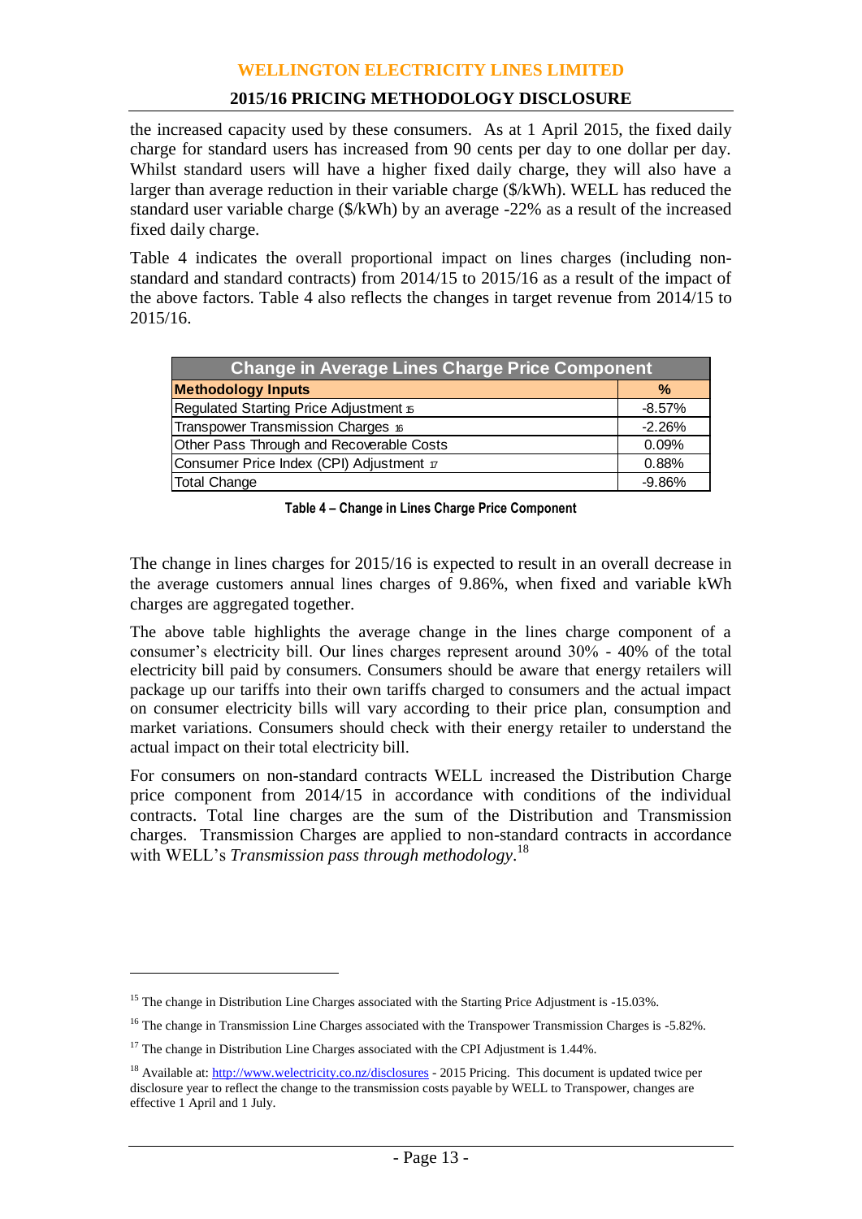the increased capacity used by these consumers. As at 1 April 2015, the fixed daily charge for standard users has increased from 90 cents per day to one dollar per day. Whilst standard users will have a higher fixed daily charge, they will also have a larger than average reduction in their variable charge ($/kWh). WELL has reduced the standard user variable charge ($/kWh) by an average -22% as a result of the increased fixed daily charge.

Table 4 indicates the overall proportional impact on lines charges (including non-standard and standard contracts) from 2014/15 to 2015/16 as a result of the impact of the above factors. Table 4 also reflects the changes in target revenue from 2014/15 to 2015/16.

| Change in Average Lines Charge Price Component | |
|---|---|
| **Methodology Inputs** | **%** |
| Regulated Starting Price Adjustment [15] | -8.57% |
| Transpower Transmission Charges [16] | -2.26% |
| Other Pass Through and Recoverable Costs | 0.09% |
| Consumer Price Index (CPI) Adjustment [17] | 0.88% |
| Total Change | -9.86% |

**Table 4 – Change in Lines Charge Price Component**

The change in lines charges for 2015/16 is expected to result in an overall decrease in the average customers annual lines charges of 9.86%, when fixed and variable kWh charges are aggregated together.

The above table highlights the average change in the lines charge component of a consumer's electricity bill. Our lines charges represent around 30% - 40% of the total electricity bill paid by consumers. Consumers should be aware that energy retailers will package up our tariffs into their own tariffs charged to consumers and the actual impact on consumer electricity bills will vary according to their price plan, consumption and market variations. Consumers should check with their energy retailer to understand the actual impact on their total electricity bill.

For consumers on non-standard contracts WELL increased the Distribution Charge price component from 2014/15 in accordance with conditions of the individual contracts. Total line charges are the sum of the Distribution and Transmission charges. Transmission Charges are applied to non-standard contracts in accordance with WELL's *Transmission pass through methodology*.[18]

---

[15] The change in Distribution Line Charges associated with the Starting Price Adjustment is -15.03%.

[16] The change in Transmission Line Charges associated with the Transpower Transmission Charges is -5.82%.

[17] The change in Distribution Line Charges associated with the CPI Adjustment is 1.44%.

[18] Available at: http://www.welectricity.co.nz/disclosures - 2015 Pricing. This document is updated twice per disclosure year to reflect the change to the transmission costs payable by WELL to Transpower, changes are effective 1 April and 1 July.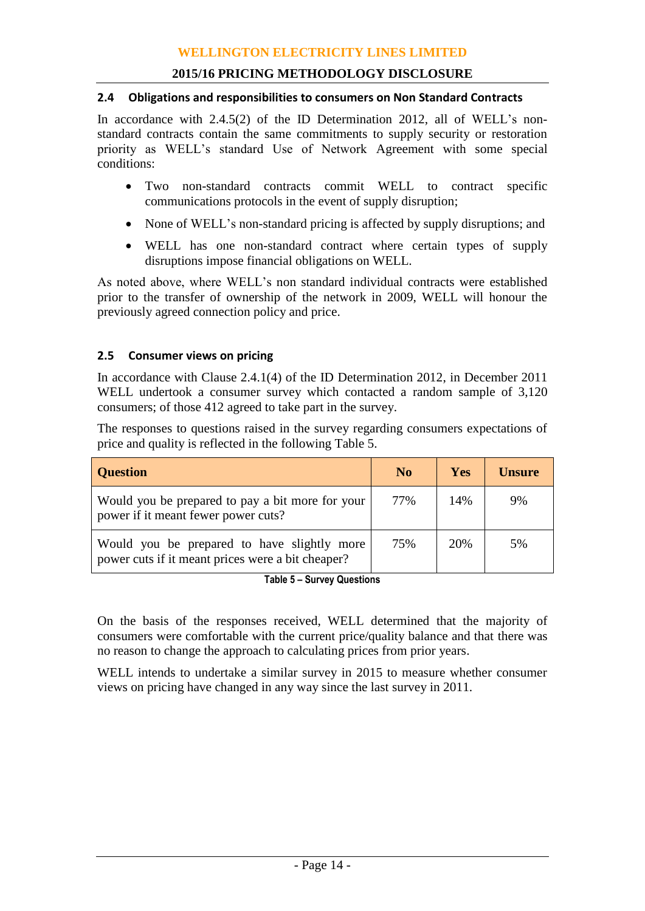### 2.4 Obligations and responsibilities to consumers on Non Standard Contracts

In accordance with 2.4.5(2) of the ID Determination 2012, all of WELL's non-standard contracts contain the same commitments to supply security or restoration priority as WELL's standard Use of Network Agreement with some special conditions:

- Two non-standard contracts commit WELL to contract specific communications protocols in the event of supply disruption;
- None of WELL's non-standard pricing is affected by supply disruptions; and
- WELL has one non-standard contract where certain types of supply disruptions impose financial obligations on WELL.

As noted above, where WELL's non standard individual contracts were established prior to the transfer of ownership of the network in 2009, WELL will honour the previously agreed connection policy and price.

### 2.5 Consumer views on pricing

In accordance with Clause 2.4.1(4) of the ID Determination 2012, in December 2011 WELL undertook a consumer survey which contacted a random sample of 3,120 consumers; of those 412 agreed to take part in the survey.

The responses to questions raised in the survey regarding consumers expectations of price and quality is reflected in the following Table 5.

| Question | No | Yes | Unsure |
|---|---|---|---|
| Would you be prepared to pay a bit more for your power if it meant fewer power cuts? | 77% | 14% | 9% |
| Would you be prepared to have slightly more power cuts if it meant prices were a bit cheaper? | 75% | 20% | 5% |

**Table 5 – Survey Questions**

On the basis of the responses received, WELL determined that the majority of consumers were comfortable with the current price/quality balance and that there was no reason to change the approach to calculating prices from prior years.

WELL intends to undertake a similar survey in 2015 to measure whether consumer views on pricing have changed in any way since the last survey in 2011.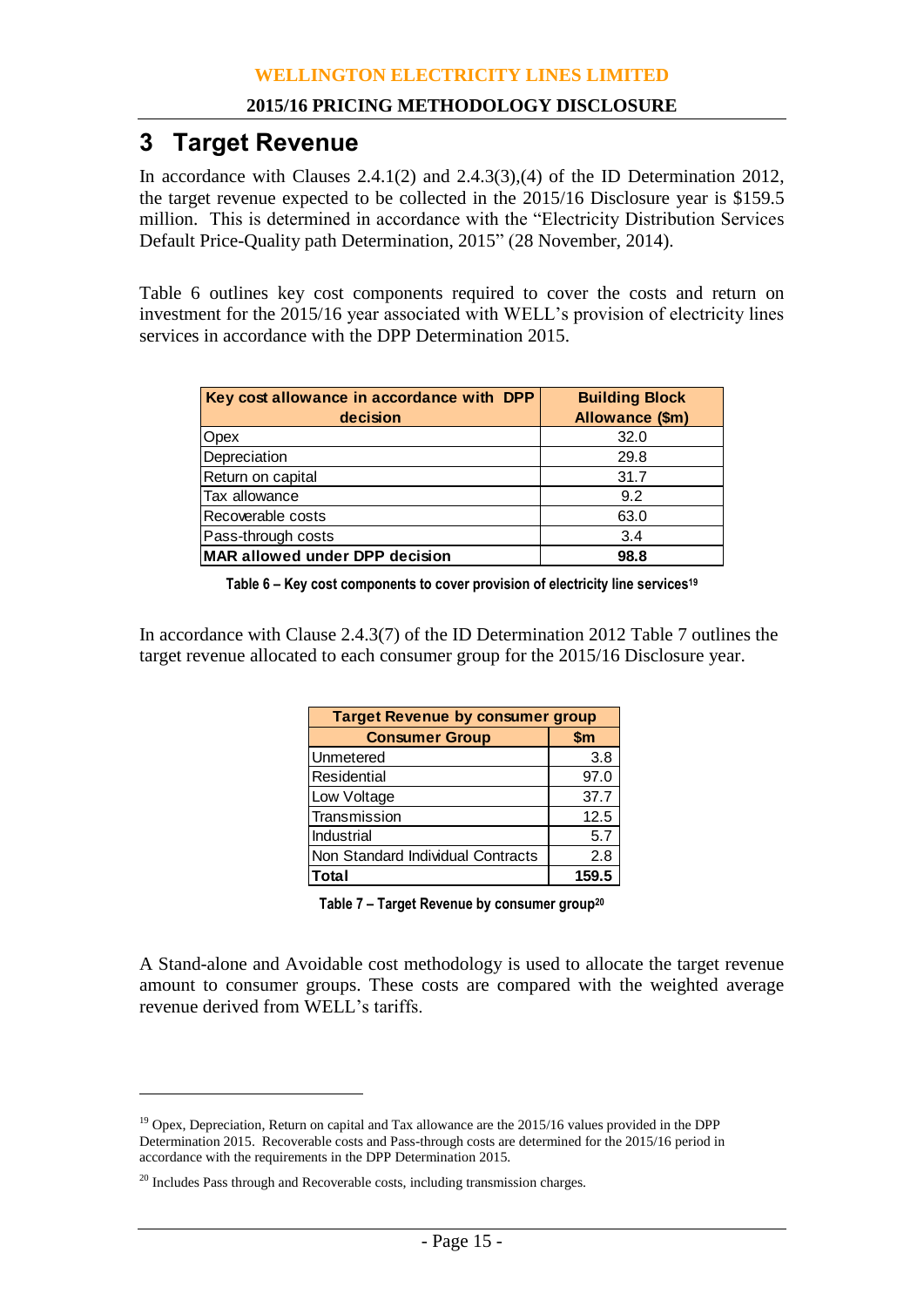# 3 Target Revenue

In accordance with Clauses 2.4.1(2) and 2.4.3(3),(4) of the ID Determination 2012, the target revenue expected to be collected in the 2015/16 Disclosure year is $159.5 million. This is determined in accordance with the "Electricity Distribution Services Default Price-Quality path Determination, 2015" (28 November, 2014).

Table 6 outlines key cost components required to cover the costs and return on investment for the 2015/16 year associated with WELL's provision of electricity lines services in accordance with the DPP Determination 2015.

| Key cost allowance in accordance with DPP decision | Building Block Allowance ($m) |
|---|---|
| Opex | 32.0 |
| Depreciation | 29.8 |
| Return on capital | 31.7 |
| Tax allowance | 9.2 |
| Recoverable costs | 63.0 |
| Pass-through costs | 3.4 |
| **MAR allowed under DPP decision** | **98.8** |

**Table 6 – Key cost components to cover provision of electricity line services[19]**

In accordance with Clause 2.4.3(7) of the ID Determination 2012 Table 7 outlines the target revenue allocated to each consumer group for the 2015/16 Disclosure year.

| Target Revenue by consumer group | |
|---|---|
| **Consumer Group** | **$m** |
| Unmetered | 3.8 |
| Residential | 97.0 |
| Low Voltage | 37.7 |
| Transmission | 12.5 |
| Industrial | 5.7 |
| Non Standard Individual Contracts | 2.8 |
| **Total** | **159.5** |

**Table 7 – Target Revenue by consumer group[20]**

A Stand-alone and Avoidable cost methodology is used to allocate the target revenue amount to consumer groups. These costs are compared with the weighted average revenue derived from WELL's tariffs.

---

[19] Opex, Depreciation, Return on capital and Tax allowance are the 2015/16 values provided in the DPP Determination 2015. Recoverable costs and Pass-through costs are determined for the 2015/16 period in accordance with the requirements in the DPP Determination 2015.

[20] Includes Pass through and Recoverable costs, including transmission charges.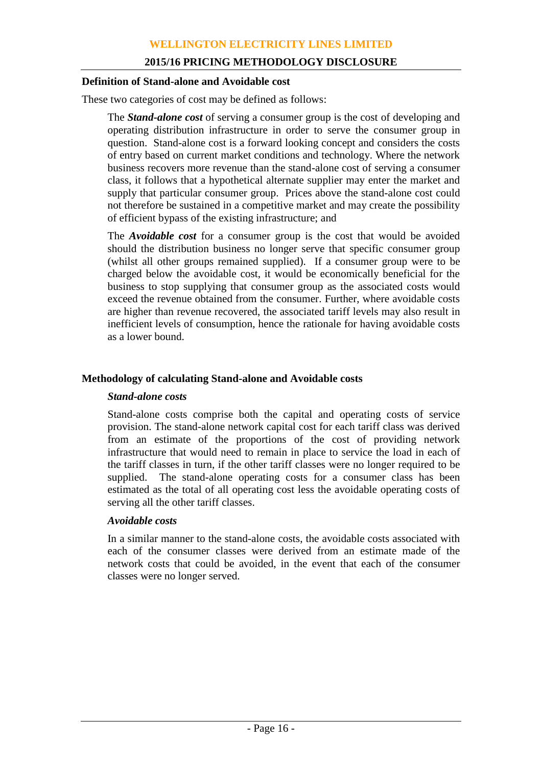### Definition of Stand-alone and Avoidable cost

These two categories of cost may be defined as follows:

The ***Stand-alone cost*** of serving a consumer group is the cost of developing and operating distribution infrastructure in order to serve the consumer group in question. Stand-alone cost is a forward looking concept and considers the costs of entry based on current market conditions and technology. Where the network business recovers more revenue than the stand-alone cost of serving a consumer class, it follows that a hypothetical alternate supplier may enter the market and supply that particular consumer group. Prices above the stand-alone cost could not therefore be sustained in a competitive market and may create the possibility of efficient bypass of the existing infrastructure; and

The ***Avoidable cost*** for a consumer group is the cost that would be avoided should the distribution business no longer serve that specific consumer group (whilst all other groups remained supplied). If a consumer group were to be charged below the avoidable cost, it would be economically beneficial for the business to stop supplying that consumer group as the associated costs would exceed the revenue obtained from the consumer. Further, where avoidable costs are higher than revenue recovered, the associated tariff levels may also result in inefficient levels of consumption, hence the rationale for having avoidable costs as a lower bound.

### Methodology of calculating Stand-alone and Avoidable costs

#### *Stand-alone costs*

Stand-alone costs comprise both the capital and operating costs of service provision. The stand-alone network capital cost for each tariff class was derived from an estimate of the proportions of the cost of providing network infrastructure that would need to remain in place to service the load in each of the tariff classes in turn, if the other tariff classes were no longer required to be supplied. The stand-alone operating costs for a consumer class has been estimated as the total of all operating cost less the avoidable operating costs of serving all the other tariff classes.

#### *Avoidable costs*

In a similar manner to the stand-alone costs, the avoidable costs associated with each of the consumer classes were derived from an estimate made of the network costs that could be avoided, in the event that each of the consumer classes were no longer served.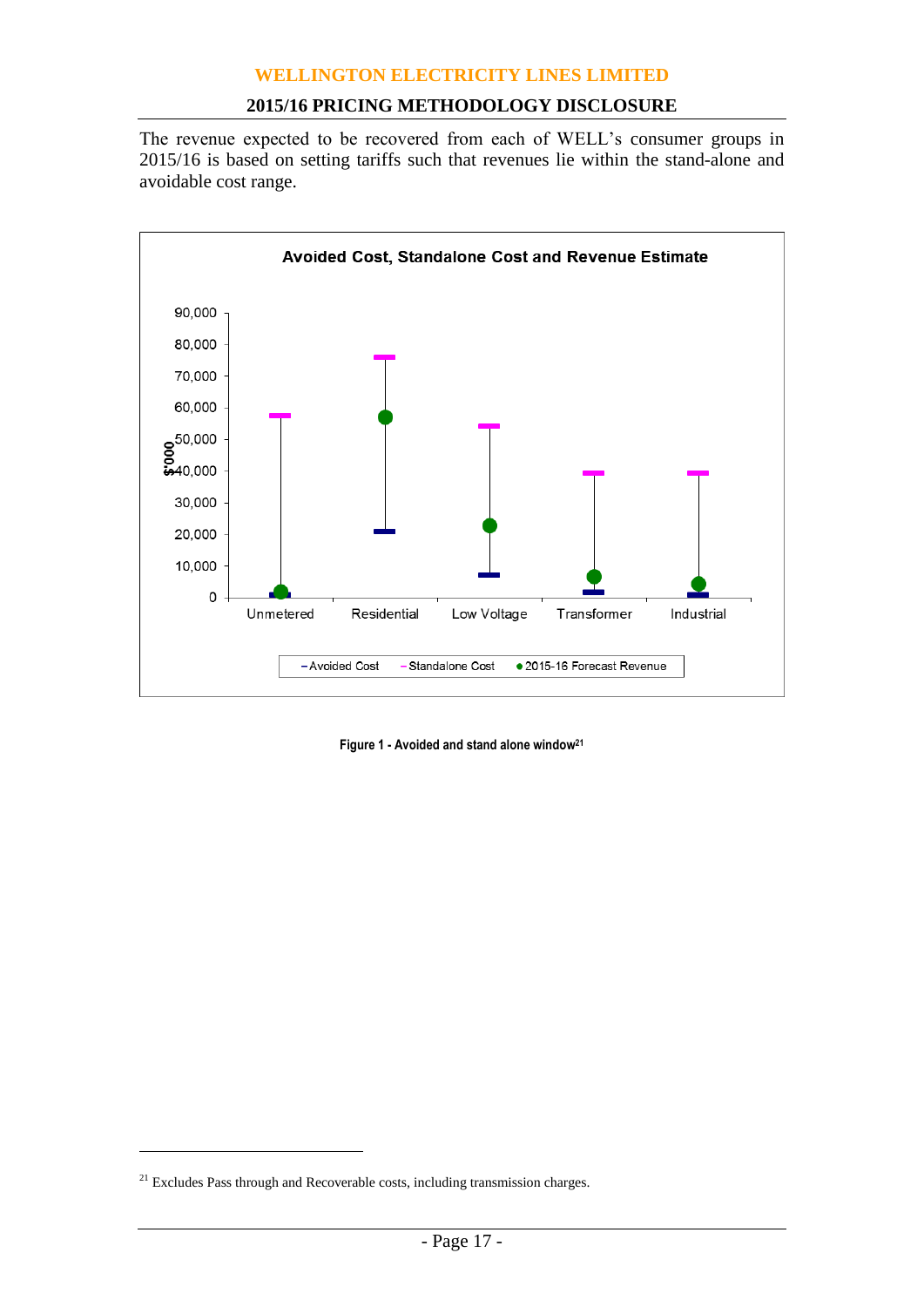The revenue expected to be recovered from each of WELL's consumer groups in 2015/16 is based on setting tariffs such that revenues lie within the stand-alone and avoidable cost range.

**Avoided Cost, Standalone Cost and Revenue Estimate**

Figure 1 - Avoided and stand alone window[21]

[21] Excludes Pass through and Recoverable costs, including transmission charges.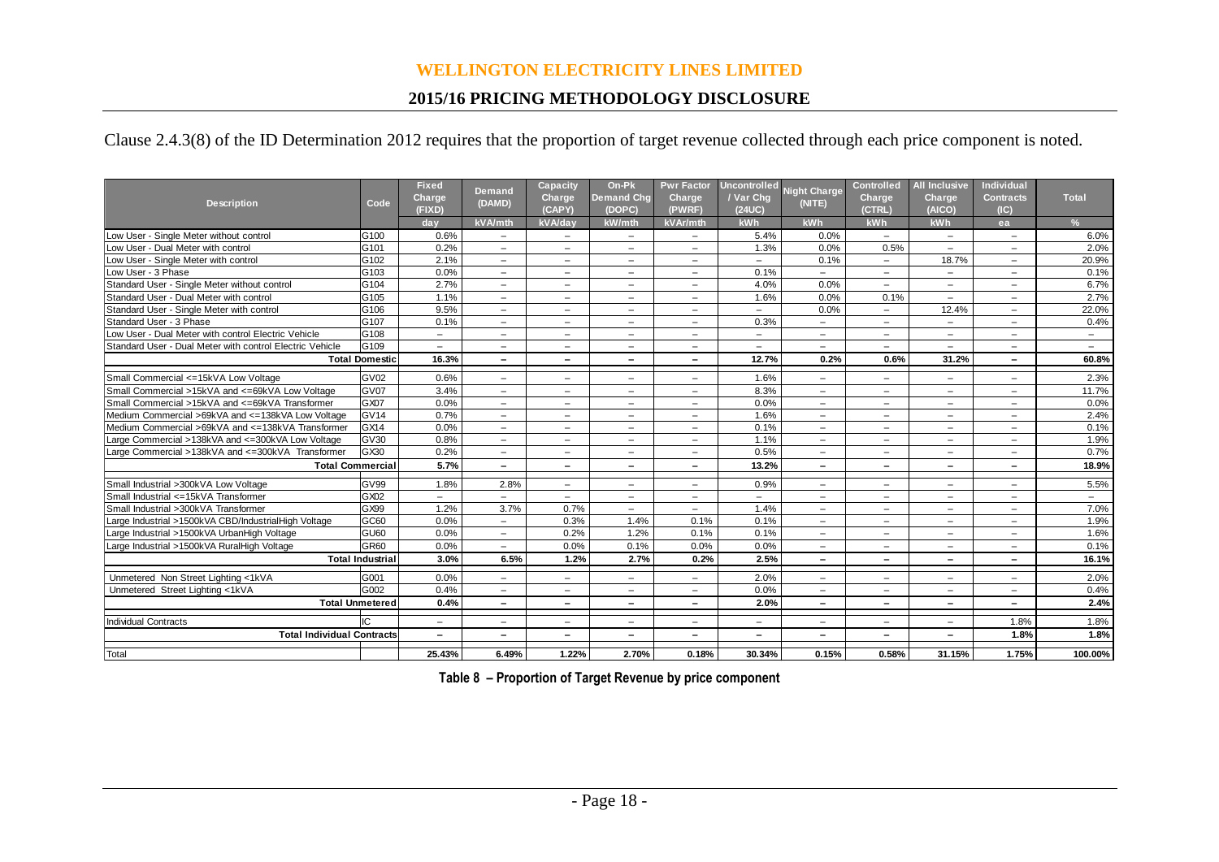# WELLINGTON ELECTRICITY LINES LIMITED

## 2015/16 PRICING METHODOLOGY DISCLOSURE

Clause 2.4.3(8) of the ID Determination 2012 requires that the proportion of target revenue collected through each price component is noted.

| Description | Code | Fixed Charge (FIXD) | Demand (DAMD) | Capacity Charge (CAPY) | On-Pk Demand Chg (DOPC) | Pwr Factor Charge (PWRF) | Uncontrolled / Var Chg (24UC) | Night Charge (NITE) | Controlled Charge (CTRL) | All Inclusive Charge (AICO) | Individual Contracts (IC) | Total |
|---|---|---|---|---|---|---|---|---|---|---|---|---|
| | | day | kVA/mth | kVA/day | kW/mth | kVAr/mth | kWh | kWh | kWh | kWh | ea | % |
| Low User - Single Meter without control | G100 | 0.6% | – | – | – | – | 5.4% | 0.0% | – | – | – | 6.0% |
| Low User - Dual Meter with control | G101 | 0.2% | – | – | – | – | 1.3% | 0.0% | 0.5% | – | – | 2.0% |
| Low User - Single Meter with control | G102 | 2.1% | – | – | – | – | – | 0.1% | – | 18.7% | – | 20.9% |
| Low User - 3 Phase | G103 | 0.0% | – | – | – | – | 0.1% | – | – | – | – | 0.1% |
| Standard User - Single Meter without control | G104 | 2.7% | – | – | – | – | 4.0% | 0.0% | – | – | – | 6.7% |
| Standard User - Dual Meter with control | G105 | 1.1% | – | – | – | – | 1.6% | 0.0% | 0.1% | – | – | 2.7% |
| Standard User - Single Meter with control | G106 | 9.5% | – | – | – | – | – | 0.0% | – | 12.4% | – | 22.0% |
| Standard User - 3 Phase | G107 | 0.1% | – | – | – | – | 0.3% | – | – | – | – | 0.4% |
| Low User - Dual Meter with control Electric Vehicle | G108 | – | – | – | – | – | – | – | – | – | – | – |
| Standard User - Dual Meter with control Electric Vehicle | G109 | – | – | – | – | – | – | – | – | – | – | – |
| **Total Domestic** | | **16.3%** | **–** | **–** | **–** | **–** | **12.7%** | **0.2%** | **0.6%** | **31.2%** | **–** | **60.8%** |
| Small Commercial <=15kVA Low Voltage | GV02 | 0.6% | – | – | – | – | 1.6% | – | – | – | – | 2.3% |
| Small Commercial >15kVA and <=69kVA Low Voltage | GV07 | 3.4% | – | – | – | – | 8.3% | – | – | – | – | 11.7% |
| Small Commercial >15kVA and <=69kVA Transformer | GX07 | 0.0% | – | – | – | – | 0.0% | – | – | – | – | 0.0% |
| Medium Commercial >69kVA and <=138kVA Low Voltage | GV14 | 0.7% | – | – | – | – | 1.6% | – | – | – | – | 2.4% |
| Medium Commercial >69kVA and <=138kVA Transformer | GX14 | 0.0% | – | – | – | – | 0.1% | – | – | – | – | 0.1% |
| Large Commercial >138kVA and <=300kVA Low Voltage | GV30 | 0.8% | – | – | – | – | 1.1% | – | – | – | – | 1.9% |
| Large Commercial >138kVA and <=300kVA Transformer | GX30 | 0.2% | – | – | – | – | 0.5% | – | – | – | – | 0.7% |
| **Total Commercial** | | **5.7%** | **–** | **–** | **–** | **–** | **13.2%** | **–** | **–** | **–** | **–** | **18.9%** |
| Small Industrial >300kVA Low Voltage | GV99 | 1.8% | 2.8% | – | – | – | 0.9% | – | – | – | – | 5.5% |
| Small Industrial <=15kVA Transformer | GX02 | – | – | – | – | – | – | – | – | – | – | – |
| Small Industrial >300kVA Transformer | GX99 | 1.2% | 3.7% | 0.7% | – | – | 1.4% | – | – | – | – | 7.0% |
| Large Industrial >1500kVA CBD/IndustrialHigh Voltage | GC60 | 0.0% | – | 0.3% | 1.4% | 0.1% | 0.1% | – | – | – | – | 1.9% |
| Large Industrial >1500kVA UrbanHigh Voltage | GU60 | 0.0% | – | 0.2% | 1.2% | 0.1% | 0.1% | – | – | – | – | 1.6% |
| Large Industrial >1500kVA RuralHigh Voltage | GR60 | 0.0% | – | 0.0% | 0.1% | 0.0% | 0.0% | – | – | – | – | 0.1% |
| **Total Industrial** | | **3.0%** | **6.5%** | **1.2%** | **2.7%** | **0.2%** | **2.5%** | **–** | **–** | **–** | **–** | **16.1%** |
| Unmetered Non Street Lighting <1kVA | G001 | 0.0% | – | – | – | – | 2.0% | – | – | – | – | 2.0% |
| Unmetered Street Lighting <1kVA | G002 | 0.4% | – | – | – | – | 0.0% | – | – | – | – | 0.4% |
| **Total Unmetered** | | **0.4%** | **–** | **–** | **–** | **–** | **2.0%** | **–** | **–** | **–** | **–** | **2.4%** |
| Individual Contracts | IC | – | – | – | – | – | – | – | – | – | 1.8% | 1.8% |
| **Total Individual Contracts** | | **–** | **–** | **–** | **–** | **–** | **–** | **–** | **–** | **–** | **1.8%** | **1.8%** |
| Total | | 25.43% | 6.49% | 1.22% | 2.70% | 0.18% | 30.34% | 0.15% | 0.58% | 31.15% | 1.75% | 100.00% |

**Table 8 – Proportion of Target Revenue by price component**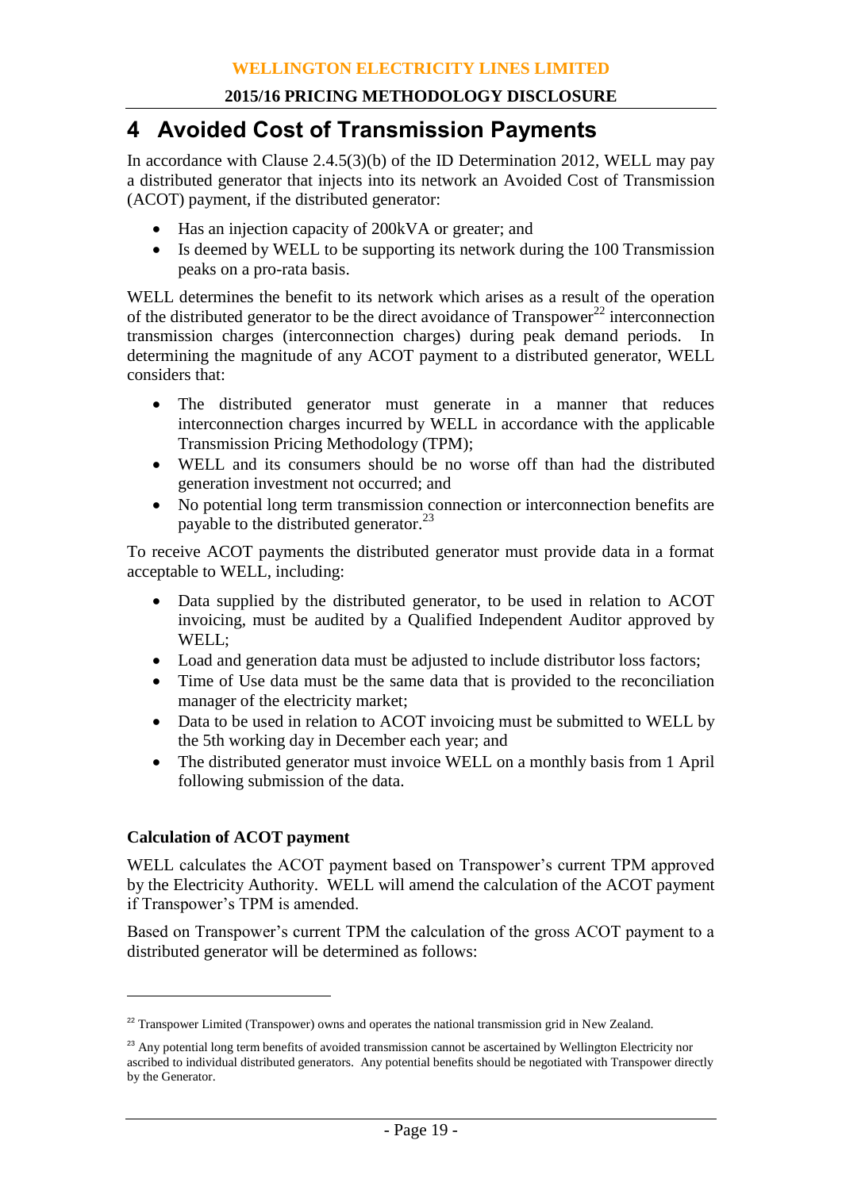# 4 Avoided Cost of Transmission Payments

In accordance with Clause 2.4.5(3)(b) of the ID Determination 2012, WELL may pay a distributed generator that injects into its network an Avoided Cost of Transmission (ACOT) payment, if the distributed generator:

- Has an injection capacity of 200kVA or greater; and
- Is deemed by WELL to be supporting its network during the 100 Transmission peaks on a pro-rata basis.

WELL determines the benefit to its network which arises as a result of the operation of the distributed generator to be the direct avoidance of Transpower[22] interconnection transmission charges (interconnection charges) during peak demand periods. In determining the magnitude of any ACOT payment to a distributed generator, WELL considers that:

- The distributed generator must generate in a manner that reduces interconnection charges incurred by WELL in accordance with the applicable Transmission Pricing Methodology (TPM);
- WELL and its consumers should be no worse off than had the distributed generation investment not occurred; and
- No potential long term transmission connection or interconnection benefits are payable to the distributed generator.[23]

To receive ACOT payments the distributed generator must provide data in a format acceptable to WELL, including:

- Data supplied by the distributed generator, to be used in relation to ACOT invoicing, must be audited by a Qualified Independent Auditor approved by WELL;
- Load and generation data must be adjusted to include distributor loss factors;
- Time of Use data must be the same data that is provided to the reconciliation manager of the electricity market;
- Data to be used in relation to ACOT invoicing must be submitted to WELL by the 5th working day in December each year; and
- The distributed generator must invoice WELL on a monthly basis from 1 April following submission of the data.

**Calculation of ACOT payment**

WELL calculates the ACOT payment based on Transpower's current TPM approved by the Electricity Authority. WELL will amend the calculation of the ACOT payment if Transpower's TPM is amended.

Based on Transpower's current TPM the calculation of the gross ACOT payment to a distributed generator will be determined as follows:

---

[22] Transpower Limited (Transpower) owns and operates the national transmission grid in New Zealand.

[23] Any potential long term benefits of avoided transmission cannot be ascertained by Wellington Electricity nor ascribed to individual distributed generators. Any potential benefits should be negotiated with Transpower directly by the Generator.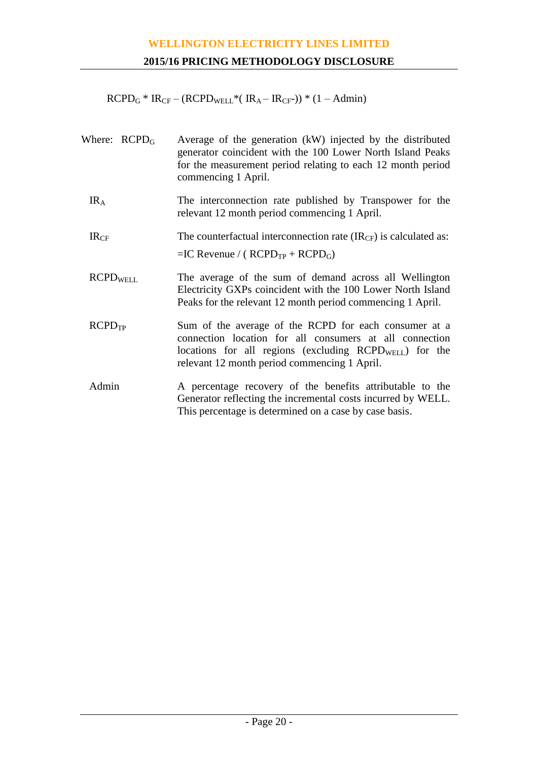$$RCPD_G * IR_{CF} - (RCPD_{WELL} * (IR_A - IR_{CF}-)) * (1 - Admin)$$

Where:

| | |
|---|---|
| $RCPD_G$ | Average of the generation (kW) injected by the distributed generator coincident with the 100 Lower North Island Peaks for the measurement period relating to each 12 month period commencing 1 April. |
| $IR_A$ | The interconnection rate published by Transpower for the relevant 12 month period commencing 1 April. |
| $IR_{CF}$ | The counterfactual interconnection rate ($IR_{CF}$) is calculated as: =IC Revenue / ( $RCPD_{TP}$ + $RCPD_G$) |
| $RCPD_{WELL}$ | The average of the sum of demand across all Wellington Electricity GXPs coincident with the 100 Lower North Island Peaks for the relevant 12 month period commencing 1 April. |
| $RCPD_{TP}$ | Sum of the average of the RCPD for each consumer at a connection location for all consumers at all connection locations for all regions (excluding $RCPD_{WELL}$) for the relevant 12 month period commencing 1 April. |
| Admin | A percentage recovery of the benefits attributable to the Generator reflecting the incremental costs incurred by WELL. This percentage is determined on a case by case basis. |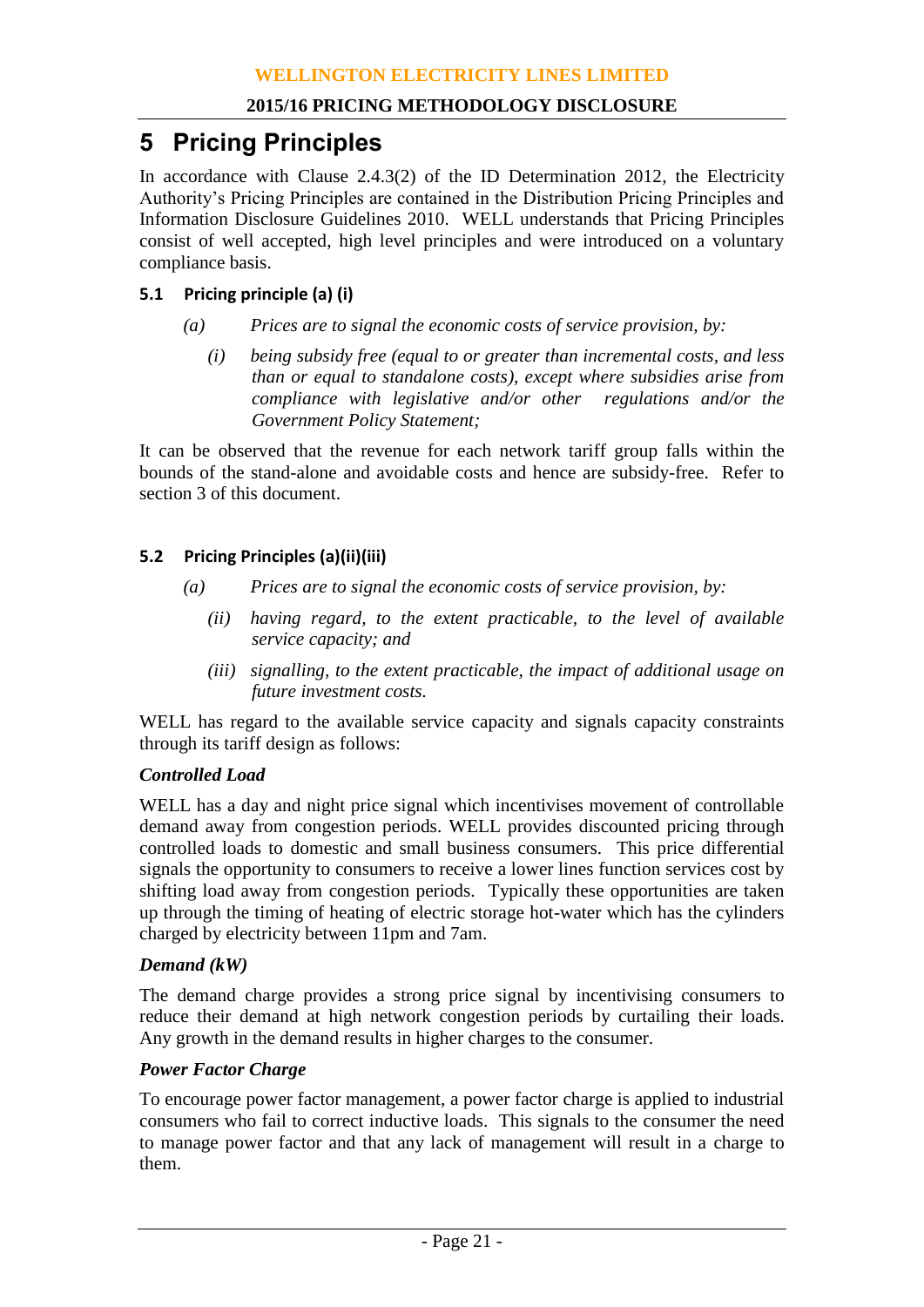# 5 Pricing Principles

In accordance with Clause 2.4.3(2) of the ID Determination 2012, the Electricity Authority's Pricing Principles are contained in the Distribution Pricing Principles and Information Disclosure Guidelines 2010. WELL understands that Pricing Principles consist of well accepted, high level principles and were introduced on a voluntary compliance basis.

## 5.1 Pricing principle (a) (i)

*(a) Prices are to signal the economic costs of service provision, by:*

*(i) being subsidy free (equal to or greater than incremental costs, and less than or equal to standalone costs), except where subsidies arise from compliance with legislative and/or other regulations and/or the Government Policy Statement;*

It can be observed that the revenue for each network tariff group falls within the bounds of the stand-alone and avoidable costs and hence are subsidy-free. Refer to section 3 of this document.

## 5.2 Pricing Principles (a)(ii)(iii)

*(a) Prices are to signal the economic costs of service provision, by:*

*(ii) having regard, to the extent practicable, to the level of available service capacity; and*

*(iii) signalling, to the extent practicable, the impact of additional usage on future investment costs.*

WELL has regard to the available service capacity and signals capacity constraints through its tariff design as follows:

***Controlled Load***

WELL has a day and night price signal which incentivises movement of controllable demand away from congestion periods. WELL provides discounted pricing through controlled loads to domestic and small business consumers. This price differential signals the opportunity to consumers to receive a lower lines function services cost by shifting load away from congestion periods. Typically these opportunities are taken up through the timing of heating of electric storage hot-water which has the cylinders charged by electricity between 11pm and 7am.

***Demand (kW)***

The demand charge provides a strong price signal by incentivising consumers to reduce their demand at high network congestion periods by curtailing their loads. Any growth in the demand results in higher charges to the consumer.

***Power Factor Charge***

To encourage power factor management, a power factor charge is applied to industrial consumers who fail to correct inductive loads. This signals to the consumer the need to manage power factor and that any lack of management will result in a charge to them.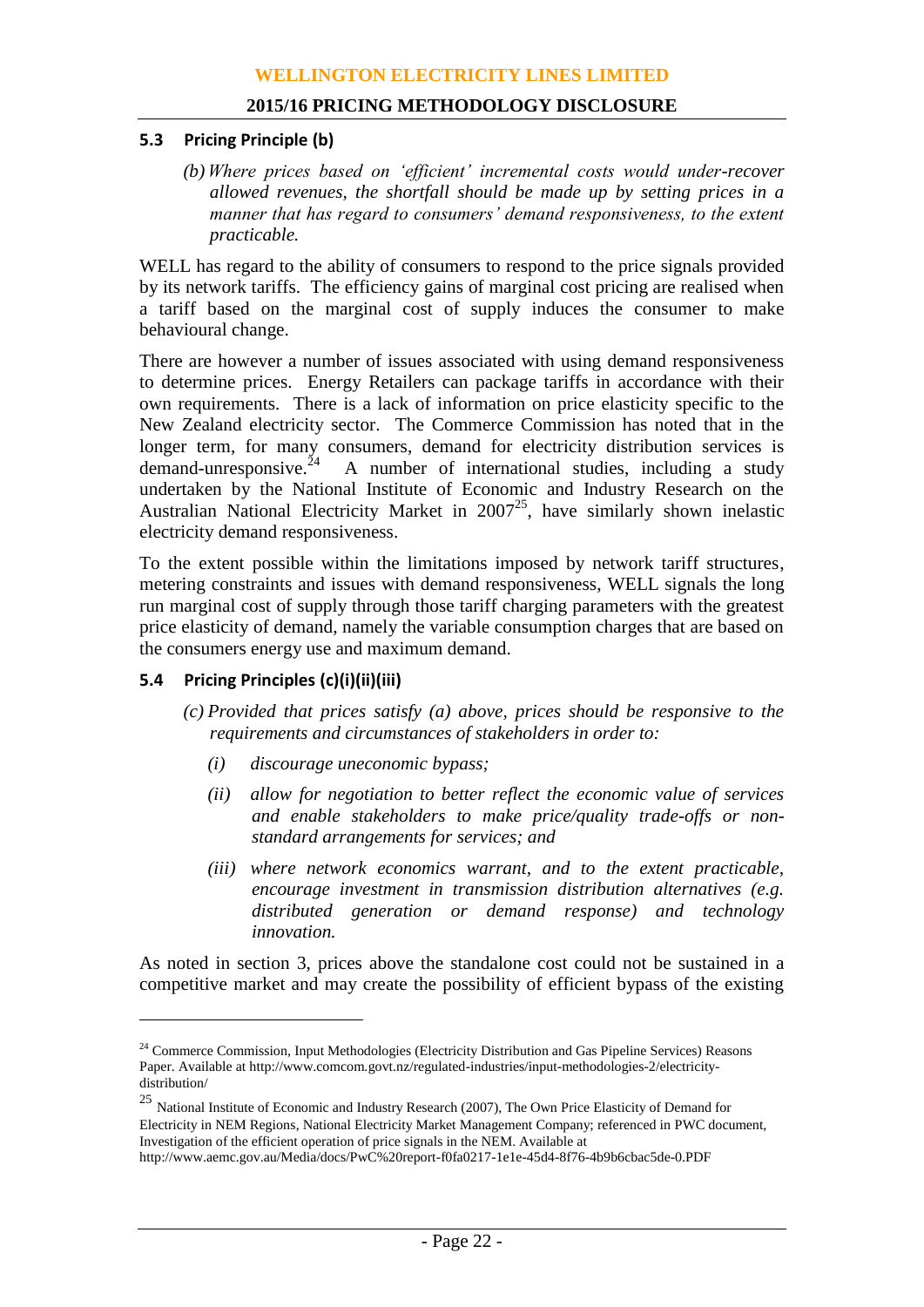### 5.3 Pricing Principle (b)

*(b) Where prices based on 'efficient' incremental costs would under-recover allowed revenues, the shortfall should be made up by setting prices in a manner that has regard to consumers' demand responsiveness, to the extent practicable.*

WELL has regard to the ability of consumers to respond to the price signals provided by its network tariffs. The efficiency gains of marginal cost pricing are realised when a tariff based on the marginal cost of supply induces the consumer to make behavioural change.

There are however a number of issues associated with using demand responsiveness to determine prices. Energy Retailers can package tariffs in accordance with their own requirements. There is a lack of information on price elasticity specific to the New Zealand electricity sector. The Commerce Commission has noted that in the longer term, for many consumers, demand for electricity distribution services is demand-unresponsive.[24] A number of international studies, including a study undertaken by the National Institute of Economic and Industry Research on the Australian National Electricity Market in 2007[25], have similarly shown inelastic electricity demand responsiveness.

To the extent possible within the limitations imposed by network tariff structures, metering constraints and issues with demand responsiveness, WELL signals the long run marginal cost of supply through those tariff charging parameters with the greatest price elasticity of demand, namely the variable consumption charges that are based on the consumers energy use and maximum demand.

### 5.4 Pricing Principles (c)(i)(ii)(iii)

*(c) Provided that prices satisfy (a) above, prices should be responsive to the requirements and circumstances of stakeholders in order to:*

- *(i) discourage uneconomic bypass;*
- *(ii) allow for negotiation to better reflect the economic value of services and enable stakeholders to make price/quality trade-offs or non-standard arrangements for services; and*
- *(iii) where network economics warrant, and to the extent practicable, encourage investment in transmission distribution alternatives (e.g. distributed generation or demand response) and technology innovation.*

As noted in section 3, prices above the standalone cost could not be sustained in a competitive market and may create the possibility of efficient bypass of the existing

---

[24] Commerce Commission, Input Methodologies (Electricity Distribution and Gas Pipeline Services) Reasons Paper. Available at http://www.comcom.govt.nz/regulated-industries/input-methodologies-2/electricity-distribution/

[25] National Institute of Economic and Industry Research (2007), The Own Price Elasticity of Demand for Electricity in NEM Regions, National Electricity Market Management Company; referenced in PWC document, Investigation of the efficient operation of price signals in the NEM. Available at http://www.aemc.gov.au/Media/docs/PwC%20report-f0fa0217-1e1e-45d4-8f76-4b9b6cbac5de-0.PDF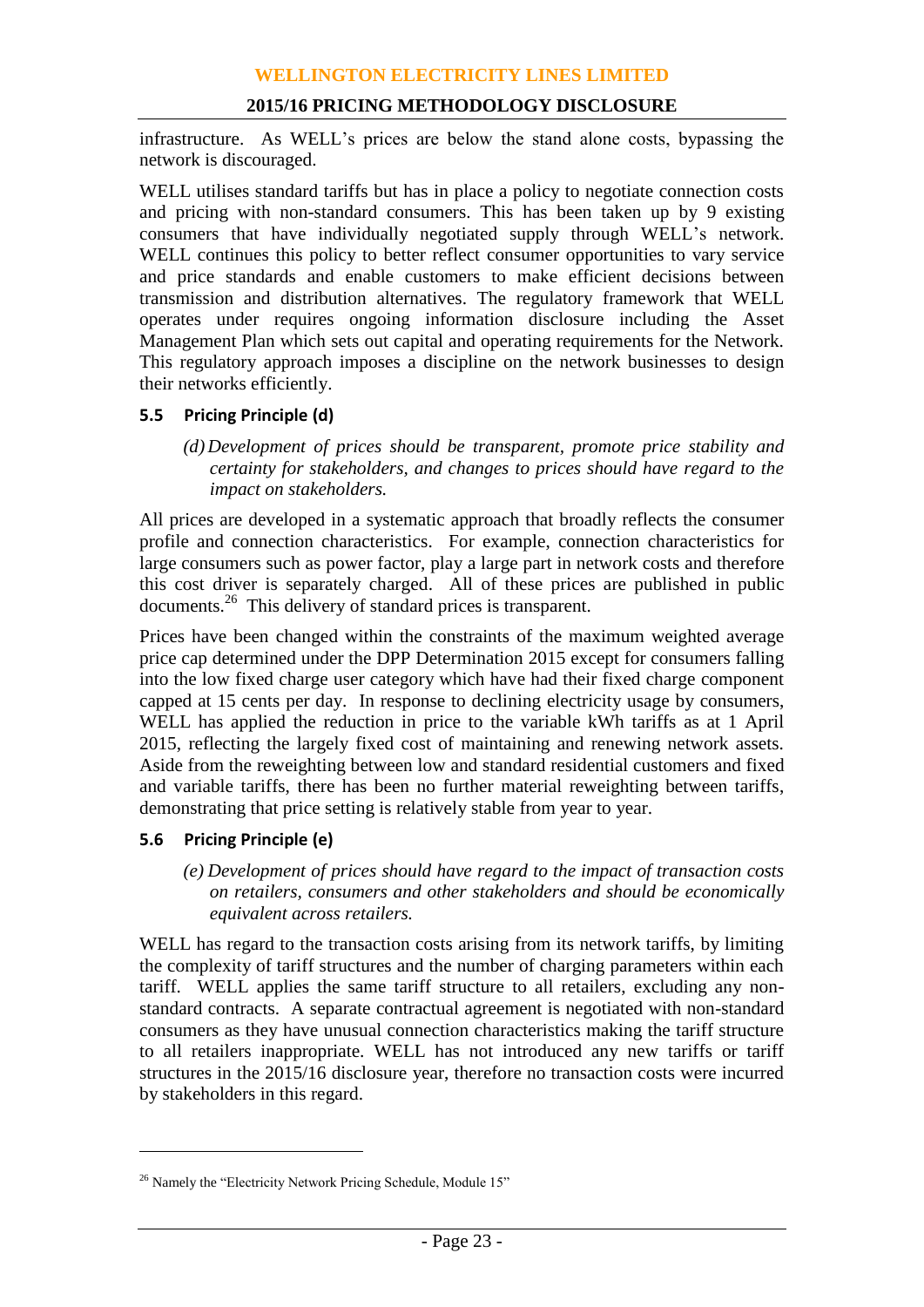infrastructure. As WELL's prices are below the stand alone costs, bypassing the network is discouraged.

WELL utilises standard tariffs but has in place a policy to negotiate connection costs and pricing with non-standard consumers. This has been taken up by 9 existing consumers that have individually negotiated supply through WELL's network. WELL continues this policy to better reflect consumer opportunities to vary service and price standards and enable customers to make efficient decisions between transmission and distribution alternatives. The regulatory framework that WELL operates under requires ongoing information disclosure including the Asset Management Plan which sets out capital and operating requirements for the Network. This regulatory approach imposes a discipline on the network businesses to design their networks efficiently.

### 5.5 Pricing Principle (d)

> *(d) Development of prices should be transparent, promote price stability and certainty for stakeholders, and changes to prices should have regard to the impact on stakeholders.*

All prices are developed in a systematic approach that broadly reflects the consumer profile and connection characteristics. For example, connection characteristics for large consumers such as power factor, play a large part in network costs and therefore this cost driver is separately charged. All of these prices are published in public documents.[26] This delivery of standard prices is transparent.

Prices have been changed within the constraints of the maximum weighted average price cap determined under the DPP Determination 2015 except for consumers falling into the low fixed charge user category which have had their fixed charge component capped at 15 cents per day. In response to declining electricity usage by consumers, WELL has applied the reduction in price to the variable kWh tariffs as at 1 April 2015, reflecting the largely fixed cost of maintaining and renewing network assets. Aside from the reweighting between low and standard residential customers and fixed and variable tariffs, there has been no further material reweighting between tariffs, demonstrating that price setting is relatively stable from year to year.

### 5.6 Pricing Principle (e)

> *(e) Development of prices should have regard to the impact of transaction costs on retailers, consumers and other stakeholders and should be economically equivalent across retailers.*

WELL has regard to the transaction costs arising from its network tariffs, by limiting the complexity of tariff structures and the number of charging parameters within each tariff. WELL applies the same tariff structure to all retailers, excluding any non-standard contracts. A separate contractual agreement is negotiated with non-standard consumers as they have unusual connection characteristics making the tariff structure to all retailers inappropriate. WELL has not introduced any new tariffs or tariff structures in the 2015/16 disclosure year, therefore no transaction costs were incurred by stakeholders in this regard.

---

[26] Namely the "Electricity Network Pricing Schedule, Module 15"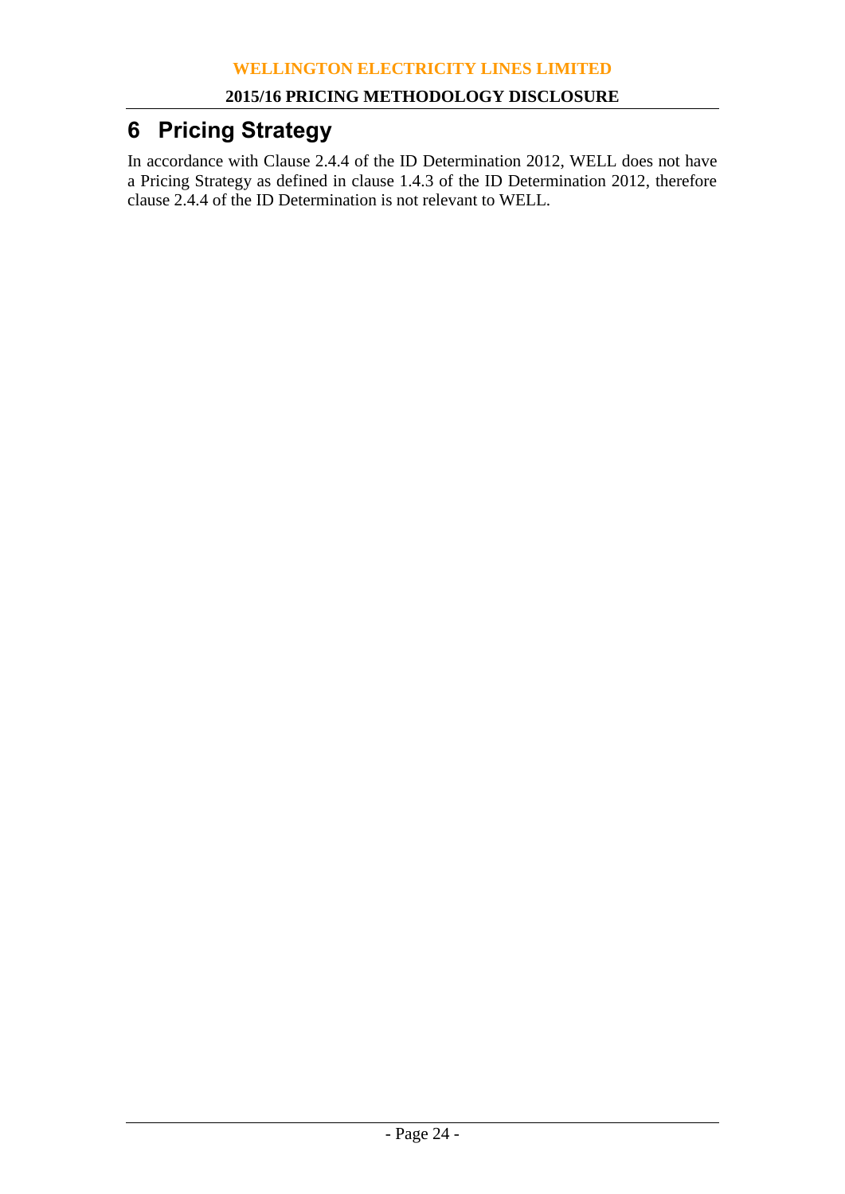# 6 Pricing Strategy

In accordance with Clause 2.4.4 of the ID Determination 2012, WELL does not have a Pricing Strategy as defined in clause 1.4.3 of the ID Determination 2012, therefore clause 2.4.4 of the ID Determination is not relevant to WELL.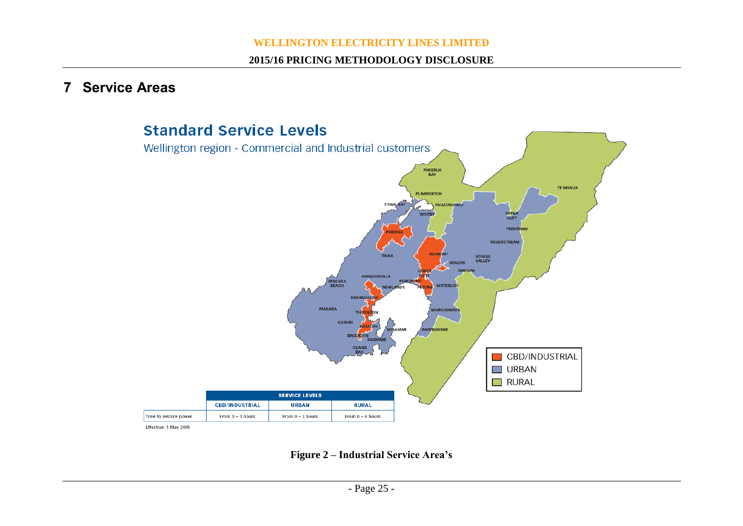# 7 Service Areas

**Standard Service Levels**

Wellington region - Commercial and Industrial customers

PUKERUA BAY

PLIMMERTON

TE MARUA

TITAHI BAY

PAUATAHANUI

WHITBY

UPPER HUTT

TRENTHAM

PORIRUA

SILVERSTREAM

TAWA

BELMONT

STOKES VALLEY

AVALON

NAENAE

LOWER HUTT

JOHNSONVILLE

KOROKORO

MAKARA BEACH

NEWLANDS

PETONE

WATERLOO

KHANDALLAH

MAKARA

THORNDON

WAINUIOMATA

KARORI

HATAITAI

MIRAMAR

EASTBOURNE

BROOKLYN

KILBIRNIE

ISLAND BAY

CBD/INDUSTRIAL

URBAN

RURAL

| | SERVICE LEVELS | | |
|---|---|---|---|
| | CBD/INDUSTRIAL | URBAN | RURAL |
| Time to restore power | From 0 – 3 hours | From 0 – 3 hours | From 0 – 6 hours |

Effective: 1 May 2005

**Figure 2 – Industrial Service Area's**